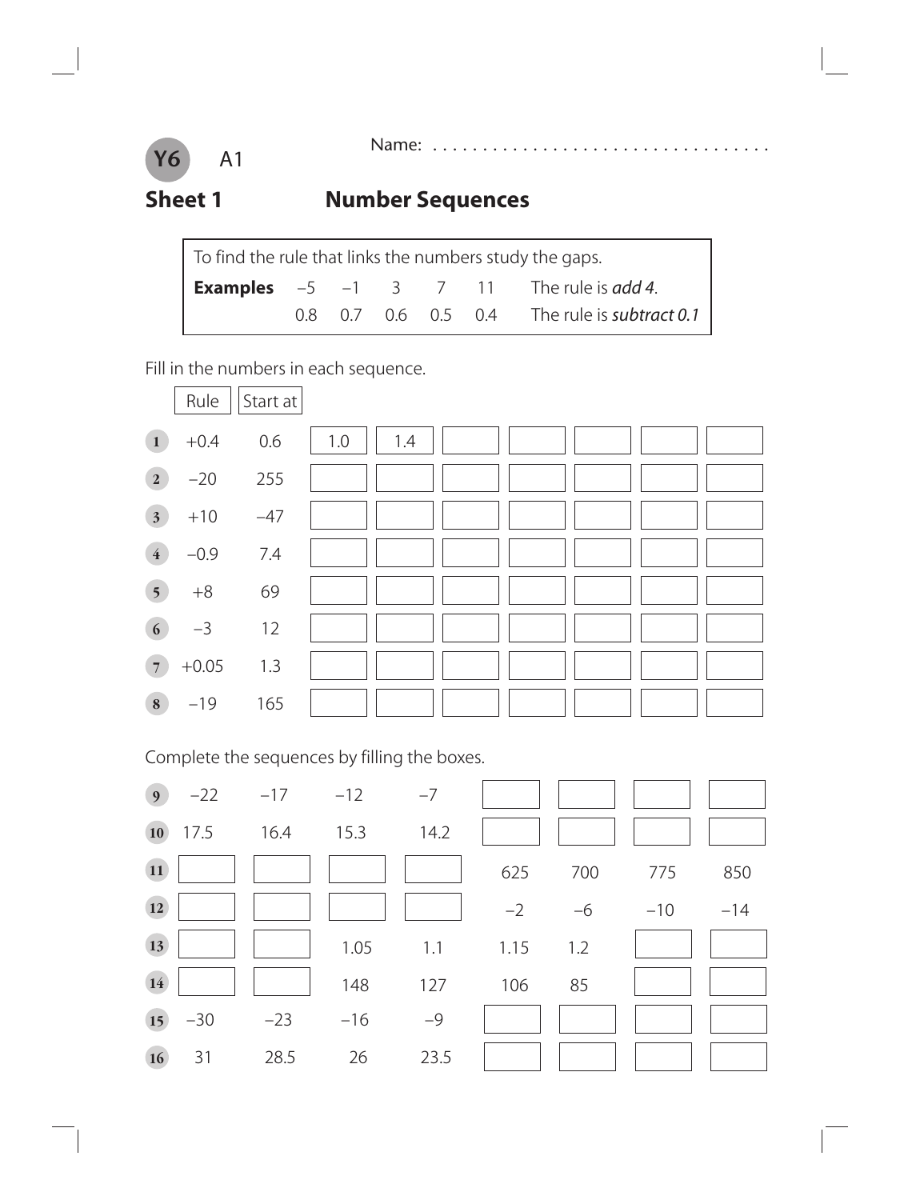**Y6** A1

Name: ...................................

## Sheet 1 Number Sequences

To find the rule that links the numbers study the gaps.

| **Examples** | | | | | | |
|---|---|---|---|---|---|---|
| | –5 | –1 | 3 | 7 | 11 | The rule is *add 4*. |
| | 0.8 | 0.7 | 0.6 | 0.5 | 0.4 | The rule is *subtract 0.1* |

Fill in the numbers in each sequence.

| | Rule | Start at | | | | | | | |
|---|---|---|---|---|---|---|---|---|---|
| 1 | +0.4 | 0.6 | 1.0 | 1.4 | | | | | |
| 2 | –20 | 255 | | | | | | | |
| 3 | +10 | –47 | | | | | | | |
| 4 | –0.9 | 7.4 | | | | | | | |
| 5 | +8 | 69 | | | | | | | |
| 6 | –3 | 12 | | | | | | | |
| 7 | +0.05 | 1.3 | | | | | | | |
| 8 | –19 | 165 | | | | | | | |

Complete the sequences by filling the boxes.

| | | | | | | | | |
|---|---|---|---|---|---|---|---|---|
| 9 | –22 | –17 | –12 | –7 | | | | |
| 10 | 17.5 | 16.4 | 15.3 | 14.2 | | | | |
| 11 | | | | | 625 | 700 | 775 | 850 |
| 12 | | | | | –2 | –6 | –10 | –14 |
| 13 | | | 1.05 | 1.1 | 1.15 | 1.2 | | |
| 14 | | | 148 | 127 | 106 | 85 | | |
| 15 | –30 | –23 | –16 | –9 | | | | |
| 16 | 31 | 28.5 | 26 | 23.5 | | | | |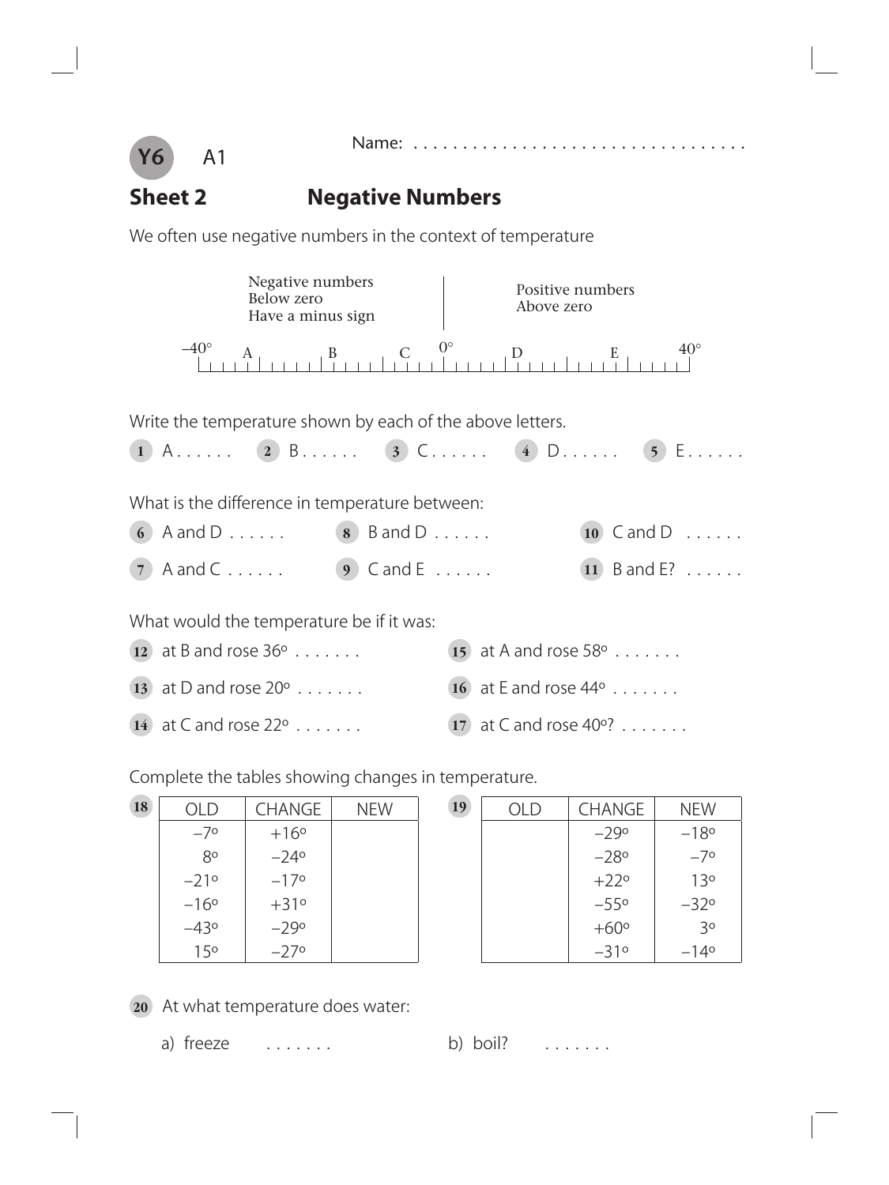**Y6** A1

Name: . . . . . . . . . . . . . . . . . . . . . . . . . . . . . . . . . .

## Sheet 2 Negative Numbers

We often use negative numbers in the context of temperature

Negative numbers
Below zero
Have a minus sign

Positive numbers
Above zero

–40° A B C 0° D E 40°

Write the temperature shown by each of the above letters.

**1** A . . . . . . **2** B . . . . . . **3** C . . . . . . **4** D . . . . . . **5** E . . . . . .

What is the difference in temperature between:

**6** A and D . . . . . .

**7** A and C . . . . . .

**8** B and D . . . . . .

**9** C and E . . . . . .

**10** C and D . . . . . .

**11** B and E? . . . . . .

What would the temperature be if it was:

**12** at B and rose 36° . . . . . . .

**13** at D and rose 20° . . . . . . .

**14** at C and rose 22° . . . . . . .

**15** at A and rose 58° . . . . . . .

**16** at E and rose 44° . . . . . . .

**17** at C and rose 40°? . . . . . . .

Complete the tables showing changes in temperature.

**18**

| OLD | CHANGE | NEW |
|---|---|---|
| –7° | +16° | |
| 8° | –24° | |
| –21° | –17° | |
| –16° | +31° | |
| –43° | –29° | |
| 15° | –27° | |

**19**

| OLD | CHANGE | NEW |
|---|---|---|
| | –29° | –18° |
| | –28° | –7° |
| | +22° | 13° |
| | –55° | –32° |
| | +60° | 3° |
| | –31° | –14° |

**20** At what temperature does water:

a) freeze . . . . . . .

b) boil? . . . . . . .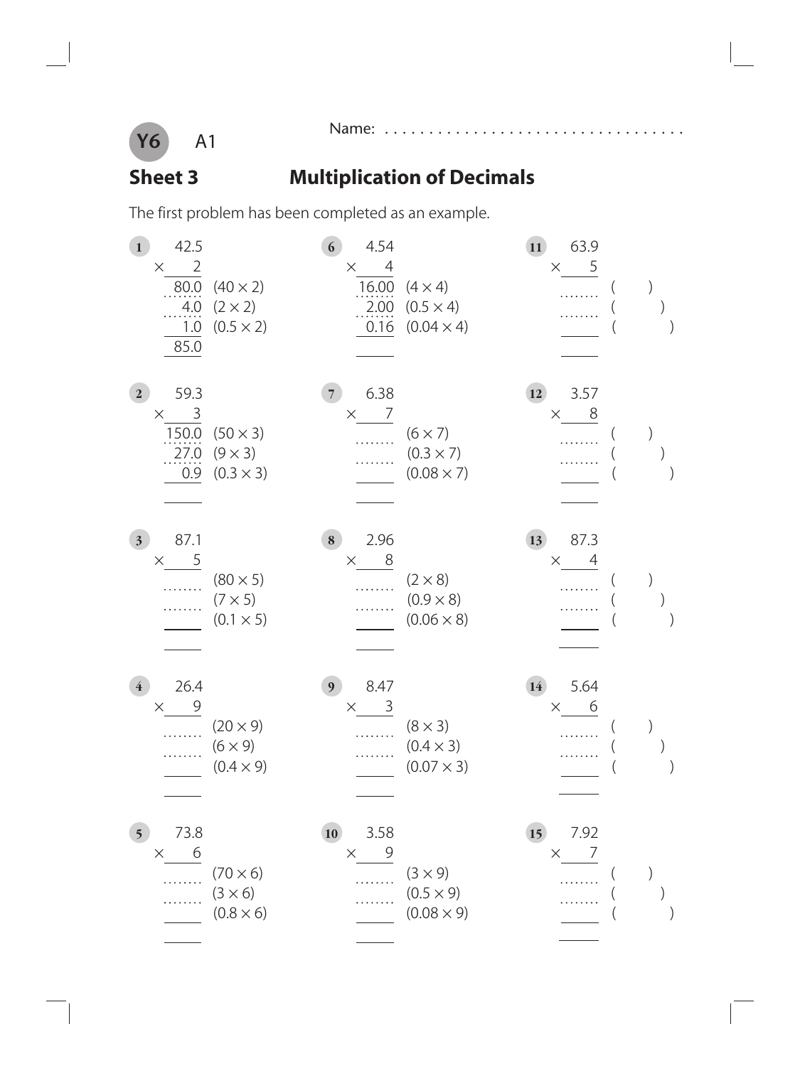**Y6** A1

Name: . . . . . . . . . . . . . . . . . . . . . . . . . . . . . . . . . .

## Sheet 3 — Multiplication of Decimals

The first problem has been completed as an example.

**1**
```
   42.5
×     2
   80.0   (40 × 2)
    4.0   (2 × 2)
    1.0   (0.5 × 2)
   85.0
```

**2**
```
   59.3
×     3
  150.0   (50 × 3)
   27.0   (9 × 3)
    0.9   (0.3 × 3)
  ______
```

**3**
```
   87.1
×     5
 ........   (80 × 5)
 ........   (7 × 5)
 ______     (0.1 × 5)
 ______
```

**4**
```
   26.4
×     9
 ........   (20 × 9)
 ........   (6 × 9)
 ______     (0.4 × 9)
 ______
```

**5**
```
   73.8
×     6
 ........   (70 × 6)
 ........   (3 × 6)
 ______     (0.8 × 6)
 ______
```

**6**
```
   4.54
×     4
  16.00   (4 × 4)
   2.00   (0.5 × 4)
   0.16   (0.04 × 4)
  ______
```

**7**
```
   6.38
×     7
 ........   (6 × 7)
 ........   (0.3 × 7)
 ______     (0.08 × 7)
 ______
```

**8**
```
   2.96
×     8
 ........   (2 × 8)
 ........   (0.9 × 8)
 ______     (0.06 × 8)
 ______
```

**9**
```
   8.47
×     3
 ........   (8 × 3)
 ........   (0.4 × 3)
 ______     (0.07 × 3)
 ______
```

**10**
```
   3.58
×     9
 ........   (3 × 9)
 ........   (0.5 × 9)
 ______     (0.08 × 9)
 ______
```

**11**
```
   63.9
×     5
 ........   (     )
 ........   (     )
 ______     (     )
 ______
```

**12**
```
   3.57
×     8
 ........   (     )
 ........   (     )
 ______     (     )
 ______
```

**13**
```
   87.3
×     4
 ........   (     )
 ........   (     )
 ______     (     )
 ______
```

**14**
```
   5.64
×     6
 ........   (     )
 ........   (     )
 ______     (     )
 ______
```

**15**
```
   7.92
×     7
 ........   (     )
 ........   (     )
 ______     (     )
 ______
```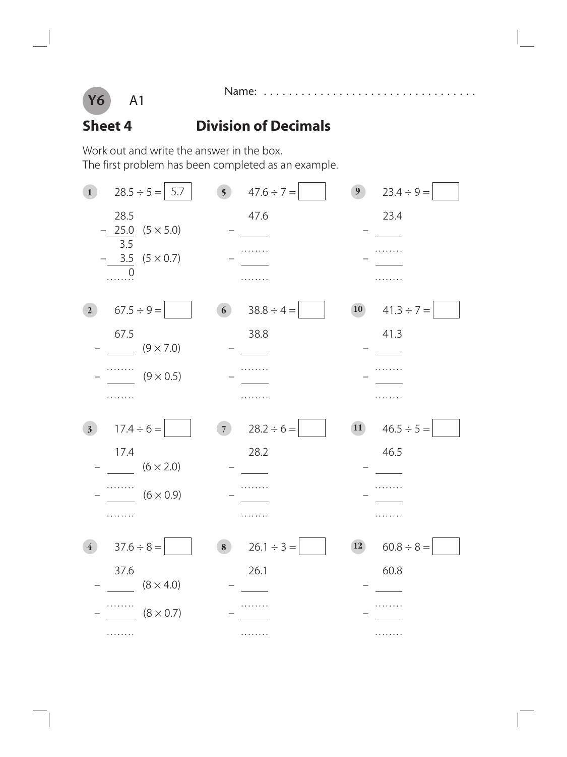**Y6** A1

Name: ...................................

## Sheet 4 Division of Decimals

Work out and write the answer in the box.
The first problem has been completed as an example.

**1** $28.5 \div 5 =$ [ 5.7 ]

```
  28.5
– 25.0  (5 × 5.0)
   3.5
–  3.5  (5 × 0.7)
     0
```

**5** $47.6 \div 7 =$ [ ]

```
  47.6
– ____
........
– ____
........
```

**9** $23.4 \div 9 =$ [ ]

```
  23.4
– ____
........
– ____
........
```

**2** $67.5 \div 9 =$ [ ]

```
  67.5
– ____  (9 × 7.0)
........
– ____  (9 × 0.5)
........
```

**6** $38.8 \div 4 =$ [ ]

```
  38.8
– ____
........
– ____
........
```

**10** $41.3 \div 7 =$ [ ]

```
  41.3
– ____
........
– ____
........
```

**3** $17.4 \div 6 =$ [ ]

```
  17.4
– ____  (6 × 2.0)
........
– ____  (6 × 0.9)
........
```

**7** $28.2 \div 6 =$ [ ]

```
  28.2
– ____
........
– ____
........
```

**11** $46.5 \div 5 =$ [ ]

```
  46.5
– ____
........
– ____
........
```

**4** $37.6 \div 8 =$ [ ]

```
  37.6
– ____  (8 × 4.0)
........
– ____  (8 × 0.7)
........
```

**8** $26.1 \div 3 =$ [ ]

```
  26.1
– ____
........
– ____
........
```

**12** $60.8 \div 8 =$ [ ]

```
  60.8
– ____
........
– ____
........
```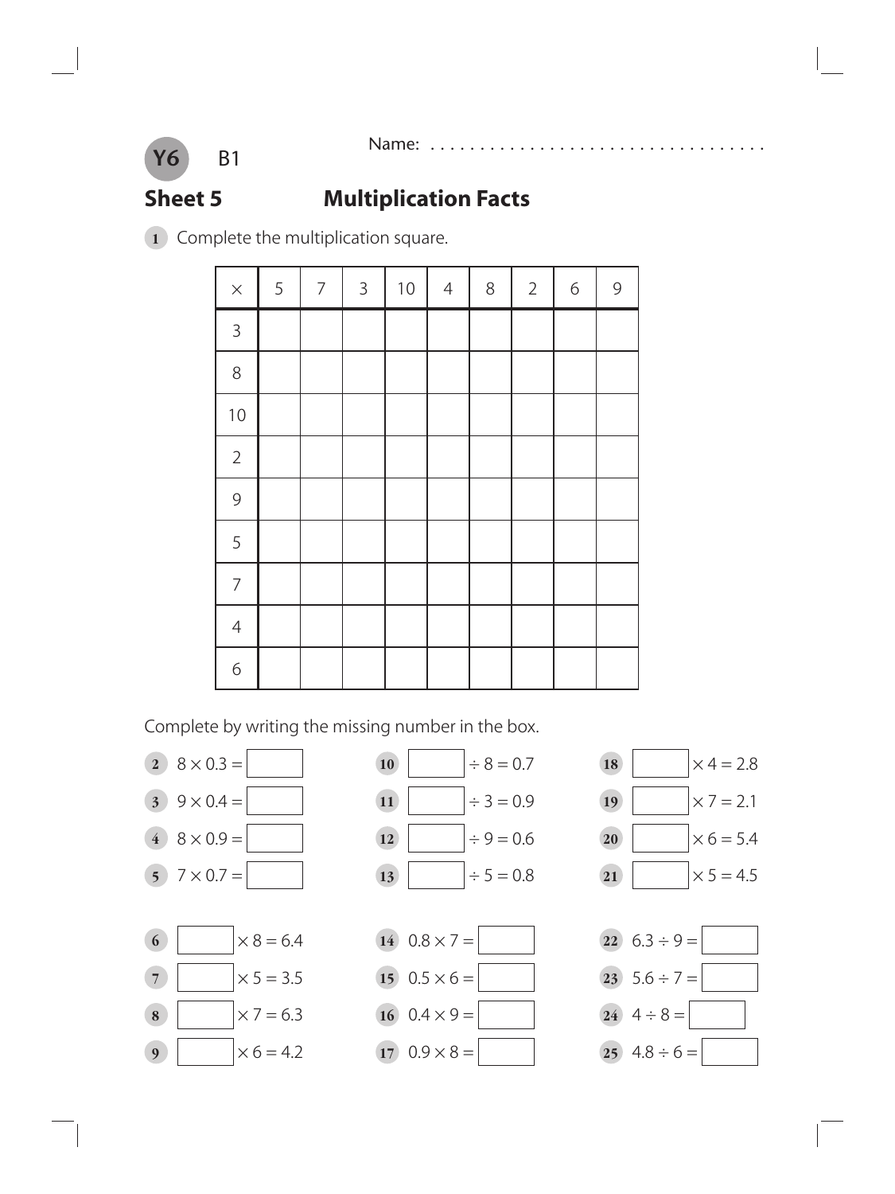**Y6** B1

Name: ..................................

# Sheet 5 Multiplication Facts

**1** Complete the multiplication square.

| $\times$ | 5 | 7 | 3 | 10 | 4 | 8 | 2 | 6 | 9 |
|---|---|---|---|---|---|---|---|---|---|
| 3 | | | | | | | | | |
| 8 | | | | | | | | | |
| 10 | | | | | | | | | |
| 2 | | | | | | | | | |
| 9 | | | | | | | | | |
| 5 | | | | | | | | | |
| 7 | | | | | | | | | |
| 4 | | | | | | | | | |
| 6 | | | | | | | | | |

Complete by writing the missing number in the box.

**2** $8 \times 0.3 = \square$

**3** $9 \times 0.4 = \square$

**4** $8 \times 0.9 = \square$

**5** $7 \times 0.7 = \square$

**6** $\square \times 8 = 6.4$

**7** $\square \times 5 = 3.5$

**8** $\square \times 7 = 6.3$

**9** $\square \times 6 = 4.2$

**10** $\square \div 8 = 0.7$

**11** $\square \div 3 = 0.9$

**12** $\square \div 9 = 0.6$

**13** $\square \div 5 = 0.8$

**14** $0.8 \times 7 = \square$

**15** $0.5 \times 6 = \square$

**16** $0.4 \times 9 = \square$

**17** $0.9 \times 8 = \square$

**18** $\square \times 4 = 2.8$

**19** $\square \times 7 = 2.1$

**20** $\square \times 6 = 5.4$

**21** $\square \times 5 = 4.5$

**22** $6.3 \div 9 = \square$

**23** $5.6 \div 7 = \square$

**24** $4 \div 8 = \square$

**25** $4.8 \div 6 = \square$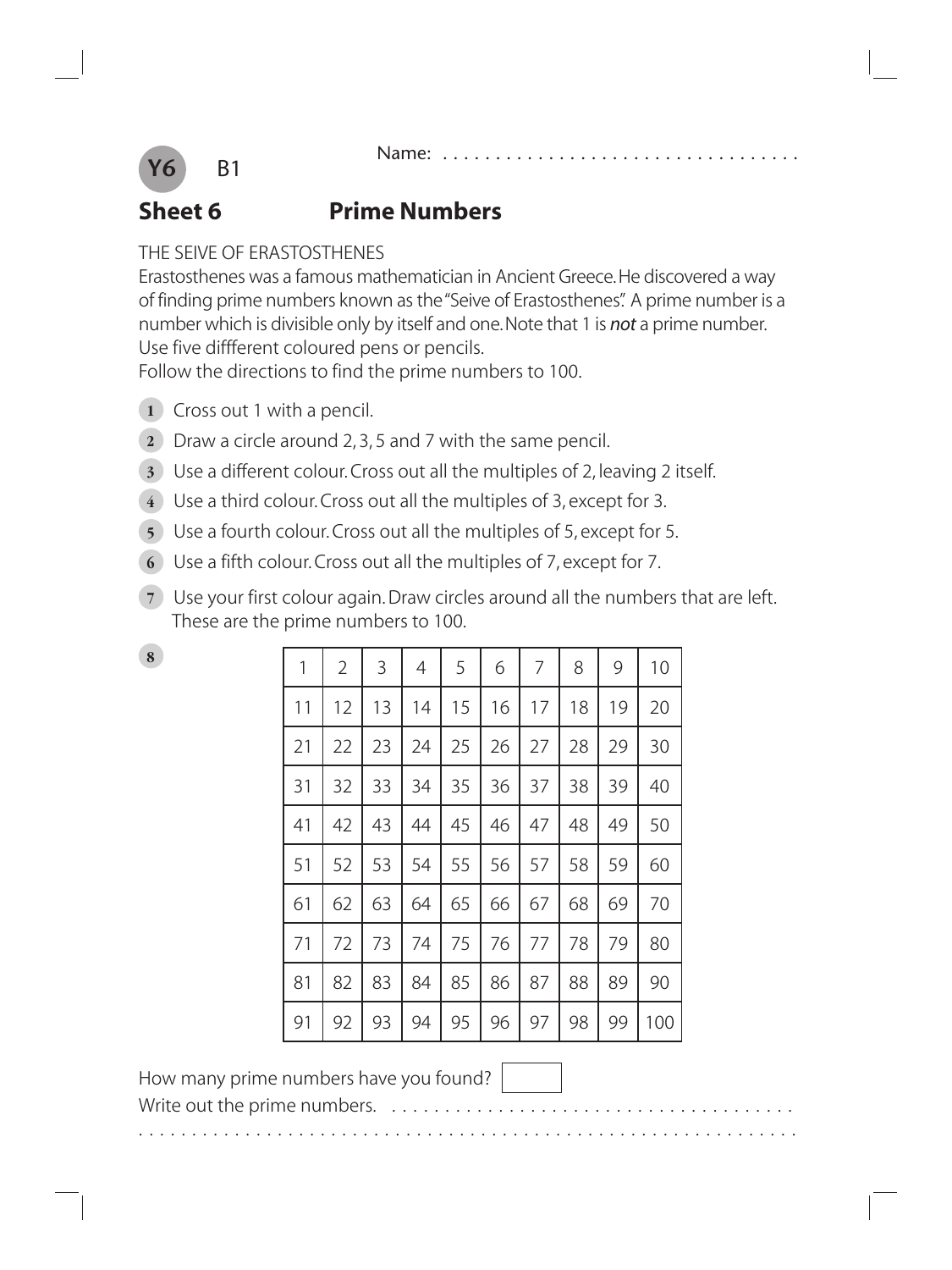**Y6** B1

Name: . . . . . . . . . . . . . . . . . . . . . . . . . . . . . . . . .

## Sheet 6 Prime Numbers

THE SEIVE OF ERASTOSTHENES

Erastosthenes was a famous mathematician in Ancient Greece. He discovered a way of finding prime numbers known as the "Seive of Erastosthenes". A prime number is a number which is divisible only by itself and one. Note that 1 is *not* a prime number. Use five diffferent coloured pens or pencils.

Follow the directions to find the prime numbers to 100.

1. Cross out 1 with a pencil.
2. Draw a circle around 2, 3, 5 and 7 with the same pencil.
3. Use a different colour. Cross out all the multiples of 2, leaving 2 itself.
4. Use a third colour. Cross out all the multiples of 3, except for 3.
5. Use a fourth colour. Cross out all the multiples of 5, except for 5.
6. Use a fifth colour. Cross out all the multiples of 7, except for 7.
7. Use your first colour again. Draw circles around all the numbers that are left. These are the prime numbers to 100.
8.

| 1 | 2 | 3 | 4 | 5 | 6 | 7 | 8 | 9 | 10 |
|---|---|---|---|---|---|---|---|---|---|
| 11 | 12 | 13 | 14 | 15 | 16 | 17 | 18 | 19 | 20 |
| 21 | 22 | 23 | 24 | 25 | 26 | 27 | 28 | 29 | 30 |
| 31 | 32 | 33 | 34 | 35 | 36 | 37 | 38 | 39 | 40 |
| 41 | 42 | 43 | 44 | 45 | 46 | 47 | 48 | 49 | 50 |
| 51 | 52 | 53 | 54 | 55 | 56 | 57 | 58 | 59 | 60 |
| 61 | 62 | 63 | 64 | 65 | 66 | 67 | 68 | 69 | 70 |
| 71 | 72 | 73 | 74 | 75 | 76 | 77 | 78 | 79 | 80 |
| 81 | 82 | 83 | 84 | 85 | 86 | 87 | 88 | 89 | 90 |
| 91 | 92 | 93 | 94 | 95 | 96 | 97 | 98 | 99 | 100 |

How many prime numbers have you found? [ ]

Write out the prime numbers. . . . . . . . . . . . . . . . . . . . . . . . . . . . . . . . . . . . . .

. . . . . . . . . . . . . . . . . . . . . . . . . . . . . . . . . . . . . . . . . . . . . . . . . . . . . . . . . . . . .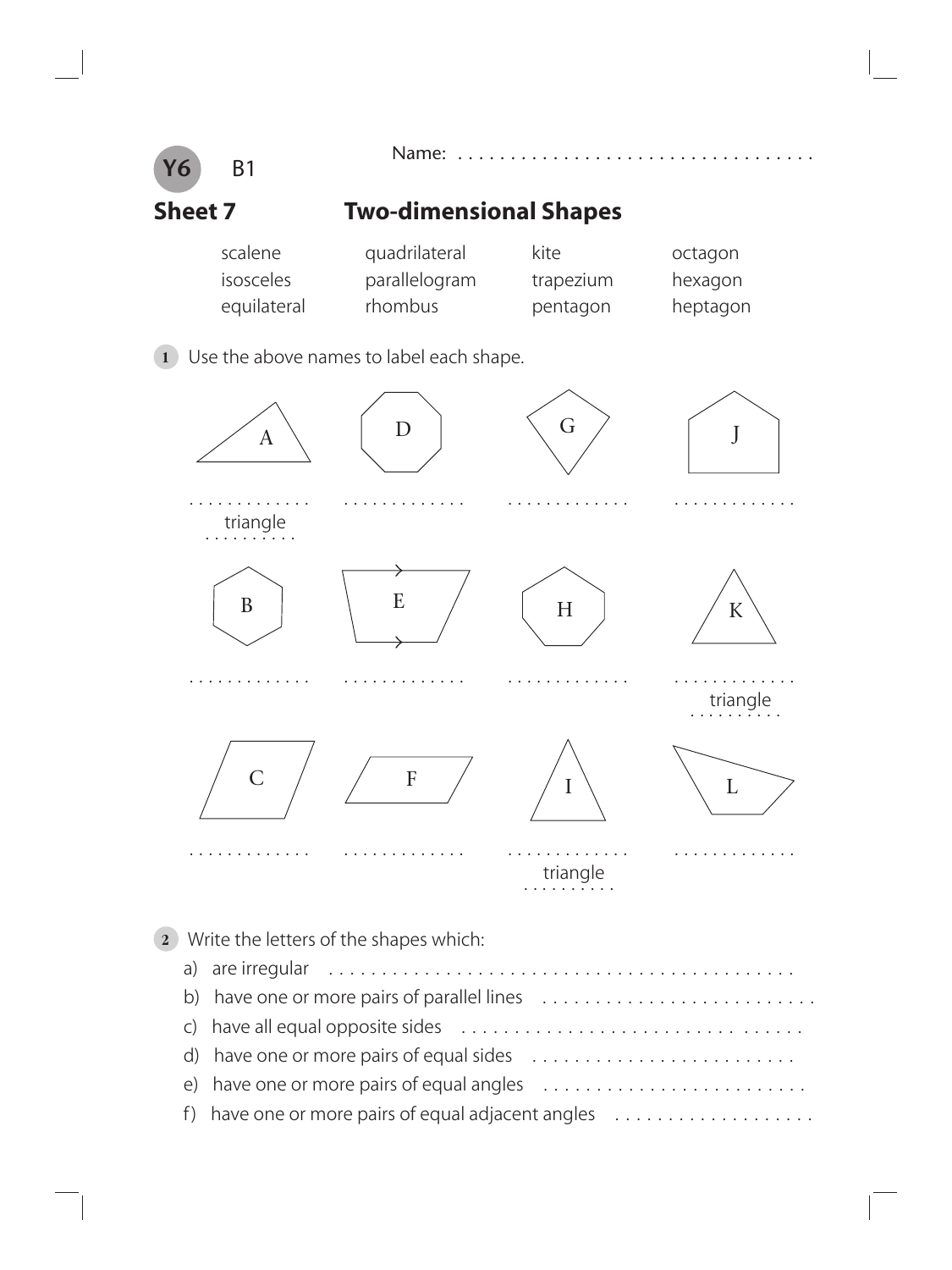Y6 B1

Name: . . . . . . . . . . . . . . . . . . . . . . . . . . . . . . . . .

# Sheet 7 Two-dimensional Shapes

| | | | |
|---|---|---|---|
| scalene | quadrilateral | kite | octagon |
| isosceles | parallelogram | trapezium | hexagon |
| equilateral | rhombus | pentagon | heptagon |

**1** Use the above names to label each shape.

A . . . . . . . . . . . . . triangle

D . . . . . . . . . . . . .

G . . . . . . . . . . . . .

J . . . . . . . . . . . . .

B . . . . . . . . . . . . .

E . . . . . . . . . . . . .

H . . . . . . . . . . . . .

K . . . . . . . . . . . . . triangle

C . . . . . . . . . . . . .

F . . . . . . . . . . . . .

I . . . . . . . . . . . . . triangle

L . . . . . . . . . . . . .

**2** Write the letters of the shapes which:

a) are irregular . . . . . . . . . . . . . . . . . . . . . . . . . . . . . . . . . . . . . . . . . . . . .

b) have one or more pairs of parallel lines . . . . . . . . . . . . . . . . . . . . . . . . . .

c) have all equal opposite sides . . . . . . . . . . . . . . . . . . . . . . . . . . . . . . . . .

d) have one or more pairs of equal sides . . . . . . . . . . . . . . . . . . . . . . . . .

e) have one or more pairs of equal angles . . . . . . . . . . . . . . . . . . . . . . . . . .

f) have one or more pairs of equal adjacent angles . . . . . . . . . . . . . . . . . . .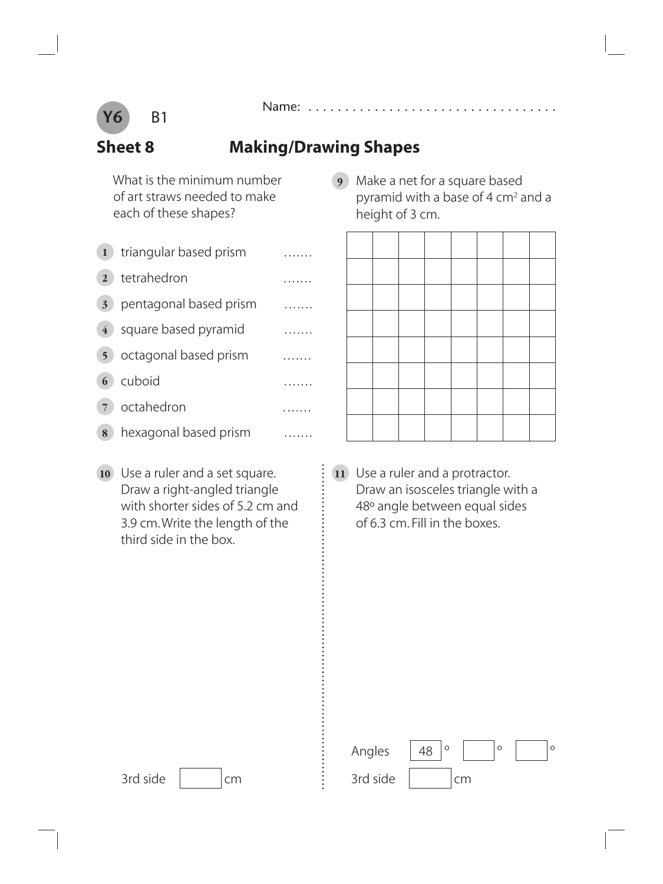Y6 B1

Name: ..................................

## Sheet 8 Making/Drawing Shapes

What is the minimum number of art straws needed to make each of these shapes?

1. triangular based prism .......
2. tetrahedron .......
3. pentagonal based prism .......
4. square based pyramid .......
5. octagonal based prism .......
6. cuboid .......
7. octahedron .......
8. hexagonal based prism .......

9. Make a net for a square based pyramid with a base of 4 $cm^2$ and a height of 3 cm.

| | | | | | | | |
|---|---|---|---|---|---|---|---|
| | | | | | | | |
| | | | | | | | |
| | | | | | | | |
| | | | | | | | |
| | | | | | | | |
| | | | | | | | |
| | | | | | | | |

10. Use a ruler and a set square. Draw a right-angled triangle with shorter sides of 5.2 cm and 3.9 cm. Write the length of the third side in the box.

3rd side [ ] cm

11. Use a ruler and a protractor. Draw an isosceles triangle with a 48° angle between equal sides of 6.3 cm. Fill in the boxes.

Angles [48]° [ ]° [ ]°

3rd side [ ] cm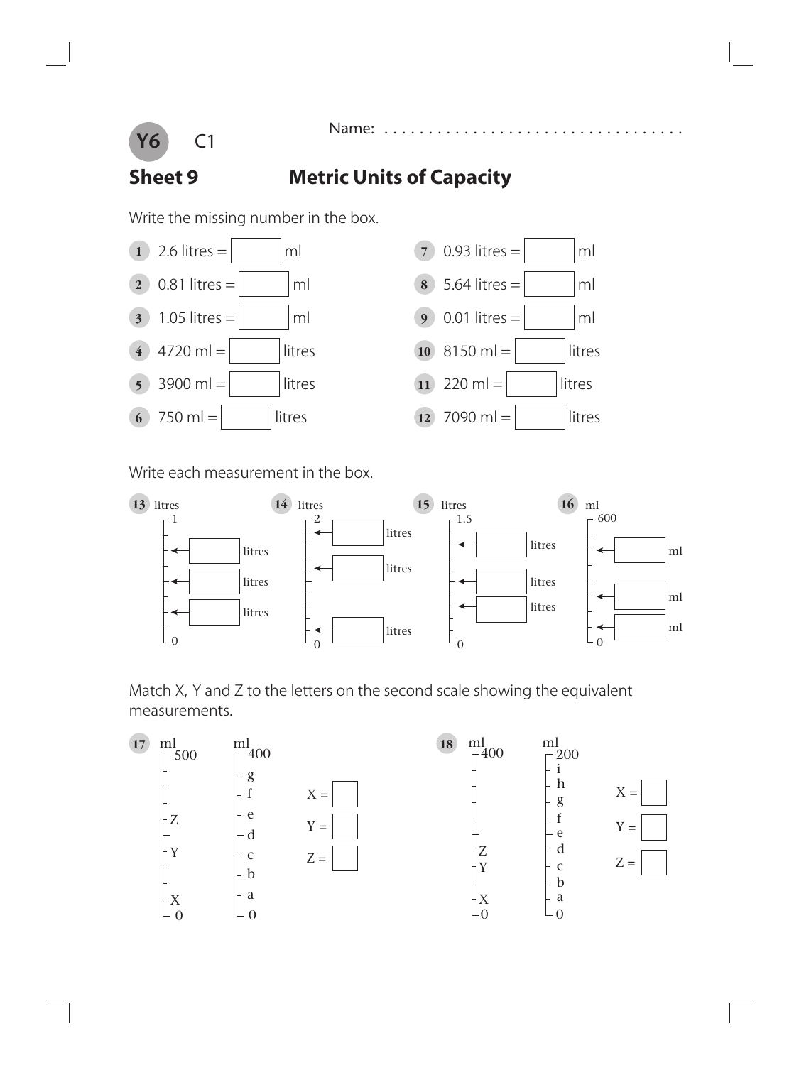Y6 C1

Name: ...................................

## Sheet 9 Metric Units of Capacity

Write the missing number in the box.

1. 2.6 litres = ☐ ml
2. 0.81 litres = ☐ ml
3. 1.05 litres = ☐ ml
4. 4720 ml = ☐ litres
5. 3900 ml = ☐ litres
6. 750 ml = ☐ litres
7. 0.93 litres = ☐ ml
8. 5.64 litres = ☐ ml
9. 0.01 litres = ☐ ml
10. 8150 ml = ☐ litres
11. 220 ml = ☐ litres
12. 7090 ml = ☐ litres

Write each measurement in the box.

13. litres — scale 0 to 1: ☐ litres, ☐ litres, ☐ litres

14. litres — scale 0 to 2: ☐ litres, ☐ litres, ☐ litres

15. litres — scale 0 to 1.5: ☐ litres, ☐ litres, ☐ litres

16. ml — scale 0 to 600: ☐ ml, ☐ ml, ☐ ml

Match X, Y and Z to the letters on the second scale showing the equivalent measurements.

17. ml scale 0 to 500 (X, Y, Z); ml scale 0 to 400 (a, b, c, d, e, f, g)

X = ☐
Y = ☐
Z = ☐

18. ml scale 0 to 400 (X, Y, Z); ml scale 0 to 200 (a, b, c, d, e, f, g, h, i)

X = ☐
Y = ☐
Z = ☐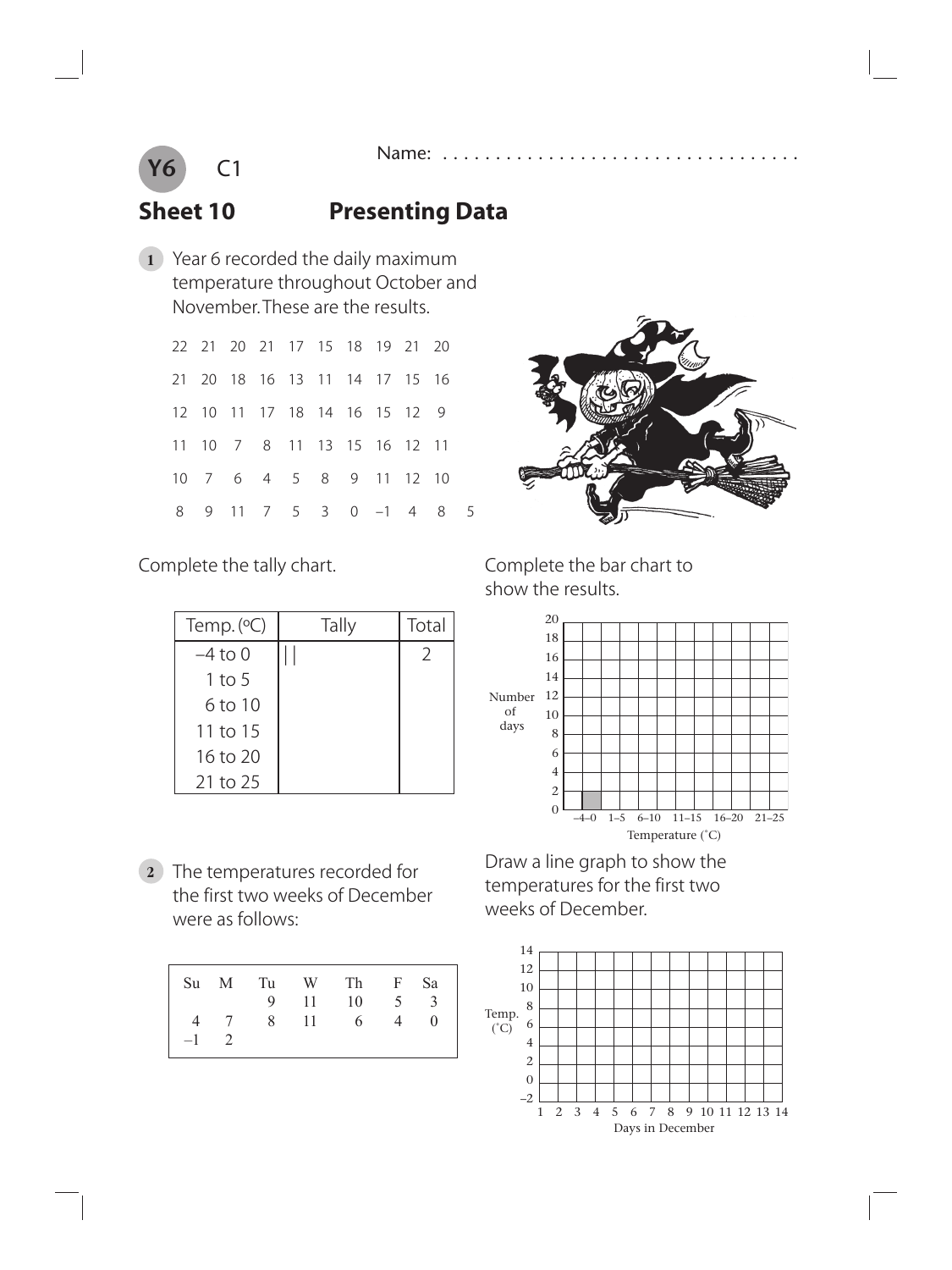**Y6** C1

Name: . . . . . . . . . . . . . . . . . . . . . . . . . . . . . . . . . .

## Sheet 10 Presenting Data

**1** Year 6 recorded the daily maximum temperature throughout October and November. These are the results.

```
22  21  20  21  17  15  18  19  21  20
21  20  18  16  13  11  14  17  15  16
12  10  11  17  18  14  16  15  12   9
11  10   7   8  11  13  15  16  12  11
10   7   6   4   5   8   9  11  12  10
 8   9  11   7   5   3   0  –1   4   8   5
```

Complete the tally chart.

| Temp. (ºC) | Tally | Total |
|---|---|---|
| –4 to 0 | \|\| | 2 |
| 1 to 5 | | |
| 6 to 10 | | |
| 11 to 15 | | |
| 16 to 20 | | |
| 21 to 25 | | |

Complete the bar chart to show the results.

Number of days (0–20)

Temperature (˚C): –4–0, 1–5, 6–10, 11–15, 16–20, 21–25

**2** The temperatures recorded for the first two weeks of December were as follows:

| Su | M | Tu | W | Th | F | Sa |
|---|---|---|---|---|---|---|
| | | 9 | 11 | 10 | 5 | 3 |
| 4 | 7 | 8 | 11 | 6 | 4 | 0 |
| –1 | 2 | | | | | |

Draw a line graph to show the temperatures for the first two weeks of December.

Temp. (˚C) (–2 to 14)

Days in December (1 to 14)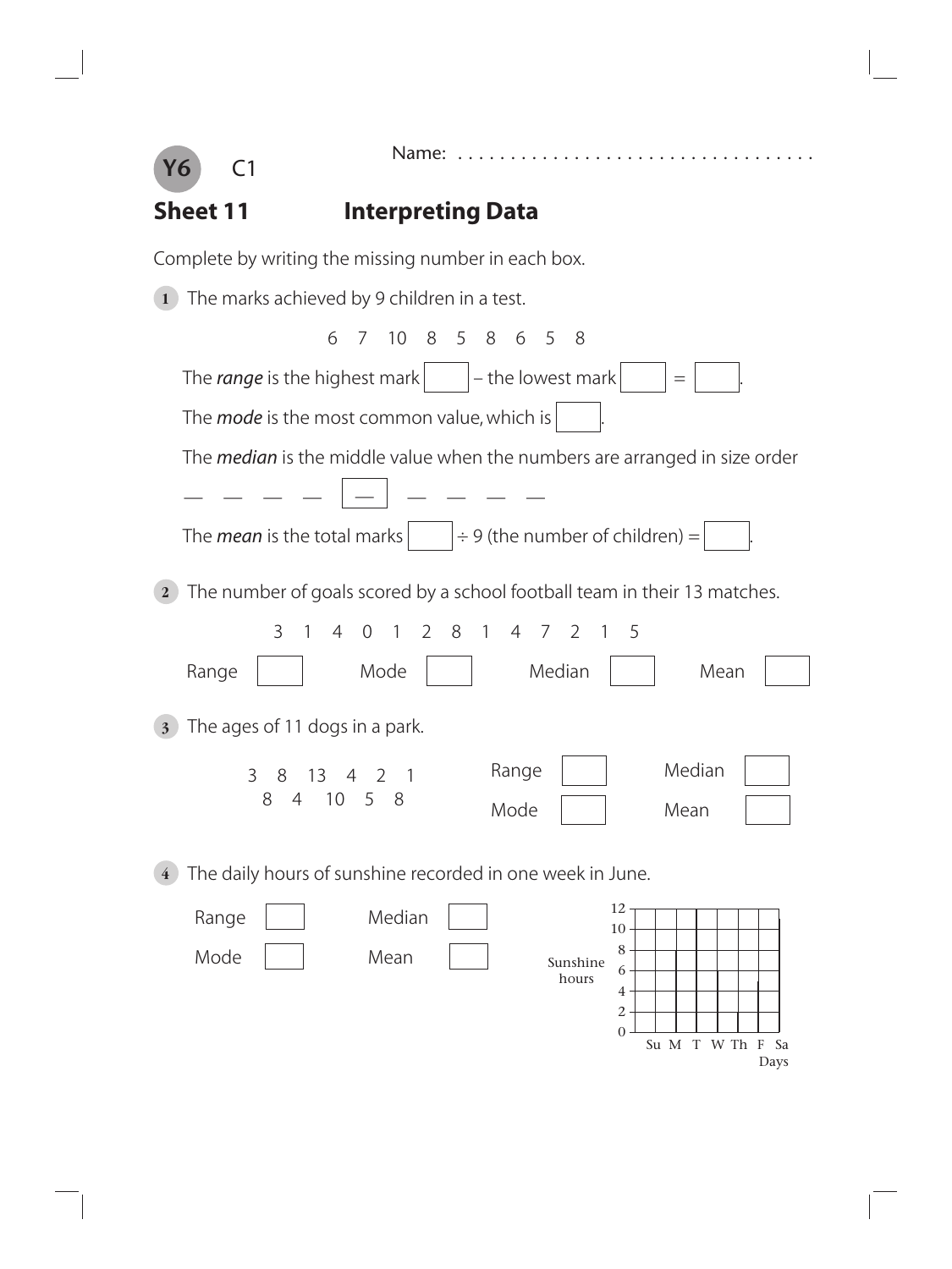**Y6** C1

Name: . . . . . . . . . . . . . . . . . . . . . . . . . . . . . . . . .

## Sheet 11 Interpreting Data

Complete by writing the missing number in each box.

**1** The marks achieved by 9 children in a test.

6 7 10 8 5 8 6 5 8

The *range* is the highest mark [ ] – the lowest mark [ ] = [ ].

The *mode* is the most common value, which is [ ].

The *median* is the middle value when the numbers are arranged in size order

— — — — [ — ] — — — —

The *mean* is the total marks [ ] ÷ 9 (the number of children) = [ ].

**2** The number of goals scored by a school football team in their 13 matches.

3 1 4 0 1 2 8 1 4 7 2 1 5

Range [ ] Mode [ ] Median [ ] Mean [ ]

**3** The ages of 11 dogs in a park.

3 8 13 4 2 1
8 4 10 5 8

Range [ ] Median [ ]

Mode [ ] Mean [ ]

**4** The daily hours of sunshine recorded in one week in June.

Range [ ] Median [ ]

Mode [ ] Mean [ ]

Sunshine hours (0–12)

Days: Su M T W Th F Sa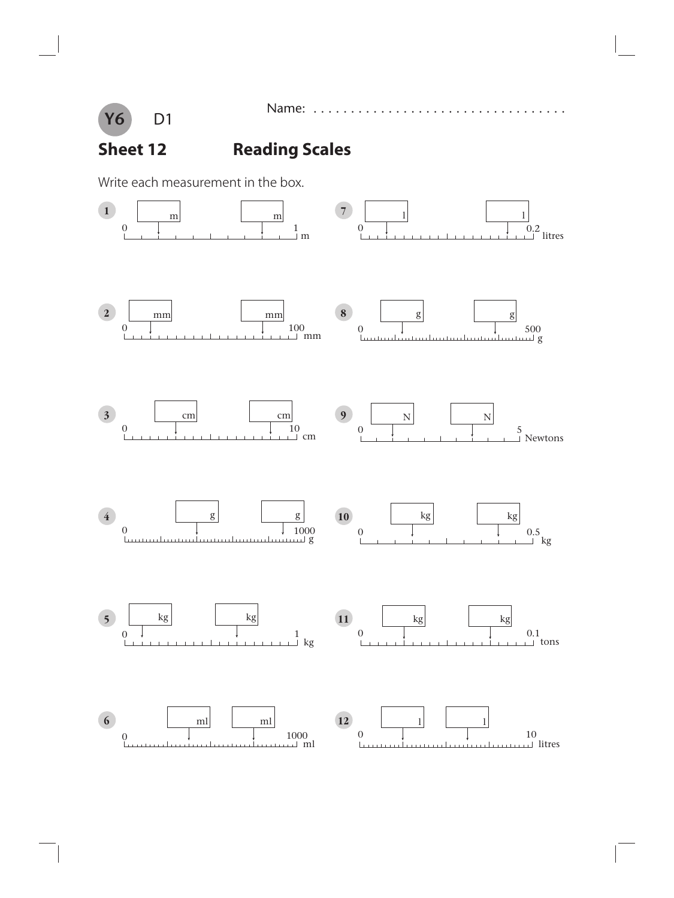Y6 D1

Name: ...................................

## Sheet 12 Reading Scales

Write each measurement in the box.

**1**

[ ] m [ ] m

0 — 1 m

**2**

[ ] mm [ ] mm

0 — 100 mm

**3**

[ ] cm [ ] cm

0 — 10 cm

**4**

[ ] g [ ] g

0 — 1000 g

**5**

[ ] kg [ ] kg

0 — 1 kg

**6**

[ ] ml [ ] ml

0 — 1000 ml

**7**

[ ] l [ ] l

0 — 0.2 litres

**8**

[ ] g [ ] g

0 — 500 g

**9**

[ ] N [ ] N

0 — 5 Newtons

**10**

[ ] kg [ ] kg

0 — 0.5 kg

**11**

[ ] kg [ ] kg

0 — 0.1 tons

**12**

[ ] l [ ] l

0 — 10 litres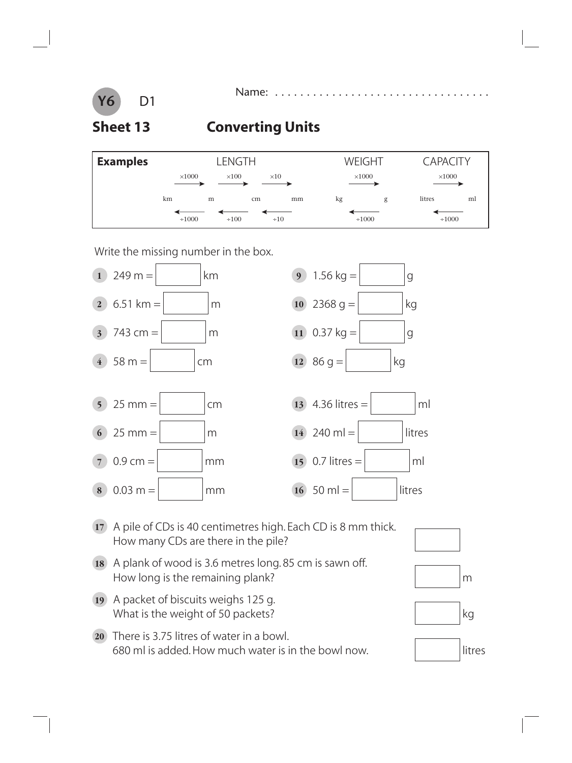Y6 D1

Name: . . . . . . . . . . . . . . . . . . . . . . . . . . . . . . . . .

# Sheet 13 Converting Units

**Examples**

| | LENGTH | | | | WEIGHT | | CAPACITY | |
|---|---|---|---|---|---|---|---|---|
| | $\times 1000 \rightarrow$ | $\times 100 \rightarrow$ | $\times 10 \rightarrow$ | | $\times 1000 \rightarrow$ | | $\times 1000 \rightarrow$ | |
| km | m | cm | mm | kg | | g | litres | ml |
| | $\leftarrow \div 1000$ | $\leftarrow \div 100$ | $\leftarrow \div 10$ | | $\leftarrow \div 1000$ | | $\leftarrow \div 1000$ | |

Write the missing number in the box.

1. 249 m = ☐ km
2. 6.51 km = ☐ m
3. 743 cm = ☐ m
4. 58 m = ☐ cm
5. 25 mm = ☐ cm
6. 25 mm = ☐ m
7. 0.9 cm = ☐ mm
8. 0.03 m = ☐ mm
9. 1.56 kg = ☐ g
10. 2368 g = ☐ kg
11. 0.37 kg = ☐ g
12. 86 g = ☐ kg
13. 4.36 litres = ☐ ml
14. 240 ml = ☐ litres
15. 0.7 litres = ☐ ml
16. 50 ml = ☐ litres

17. A pile of CDs is 40 centimetres high. Each CD is 8 mm thick. How many CDs are there in the pile? ☐

18. A plank of wood is 3.6 metres long. 85 cm is sawn off. How long is the remaining plank? ☐ m

19. A packet of biscuits weighs 125 g. What is the weight of 50 packets? ☐ kg

20. There is 3.75 litres of water in a bowl. 680 ml is added. How much water is in the bowl now. ☐ litres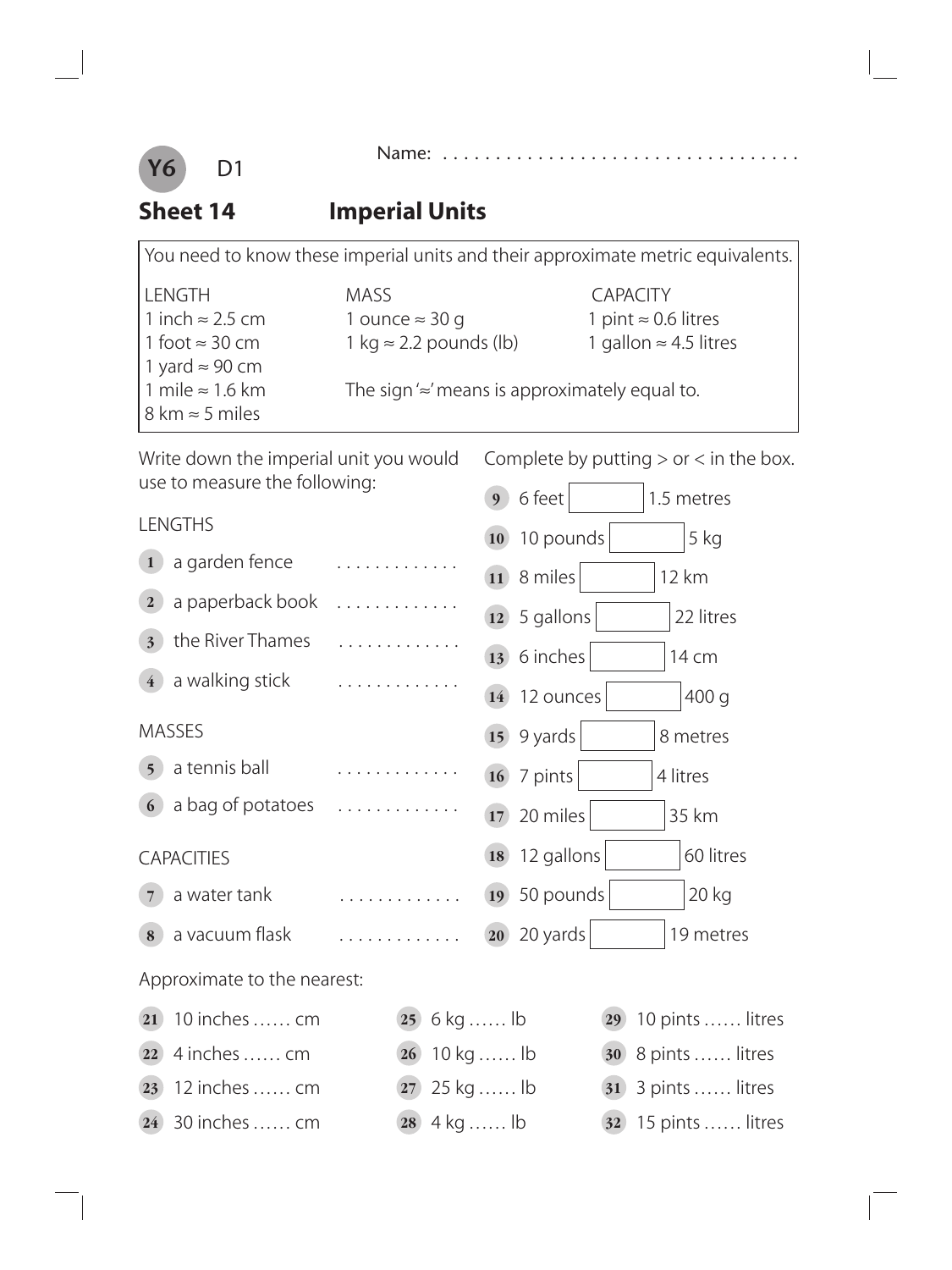Y6 D1

Name: . . . . . . . . . . . . . . . . . . . . . . . . . . . . . . . . .

## Sheet 14 Imperial Units

You need to know these imperial units and their approximate metric equivalents.

| LENGTH | MASS | CAPACITY |
|---|---|---|
| 1 inch ≈ 2.5 cm | 1 ounce ≈ 30 g | 1 pint ≈ 0.6 litres |
| 1 foot ≈ 30 cm | 1 kg ≈ 2.2 pounds (lb) | 1 gallon ≈ 4.5 litres |
| 1 yard ≈ 90 cm | | |
| 1 mile ≈ 1.6 km | The sign '≈' means is approximately equal to. | |
| 8 km ≈ 5 miles | | |

Write down the imperial unit you would use to measure the following:

LENGTHS

1. a garden fence . . . . . . . . . . . . .
2. a paperback book . . . . . . . . . . . . .
3. the River Thames . . . . . . . . . . . . .
4. a walking stick . . . . . . . . . . . . .

MASSES

5. a tennis ball . . . . . . . . . . . . .
6. a bag of potatoes . . . . . . . . . . . . .

CAPACITIES

7. a water tank . . . . . . . . . . . . .
8. a vacuum flask . . . . . . . . . . . . .

Complete by putting > or < in the box.

9. 6 feet ☐ 1.5 metres
10. 10 pounds ☐ 5 kg
11. 8 miles ☐ 12 km
12. 5 gallons ☐ 22 litres
13. 6 inches ☐ 14 cm
14. 12 ounces ☐ 400 g
15. 9 yards ☐ 8 metres
16. 7 pints ☐ 4 litres
17. 20 miles ☐ 35 km
18. 12 gallons ☐ 60 litres
19. 50 pounds ☐ 20 kg
20. 20 yards ☐ 19 metres

Approximate to the nearest:

21. 10 inches …… cm
22. 4 inches …… cm
23. 12 inches …… cm
24. 30 inches …… cm
25. 6 kg …… lb
26. 10 kg …… lb
27. 25 kg …… lb
28. 4 kg …… lb
29. 10 pints …… litres
30. 8 pints …… litres
31. 3 pints …… litres
32. 15 pints …… litres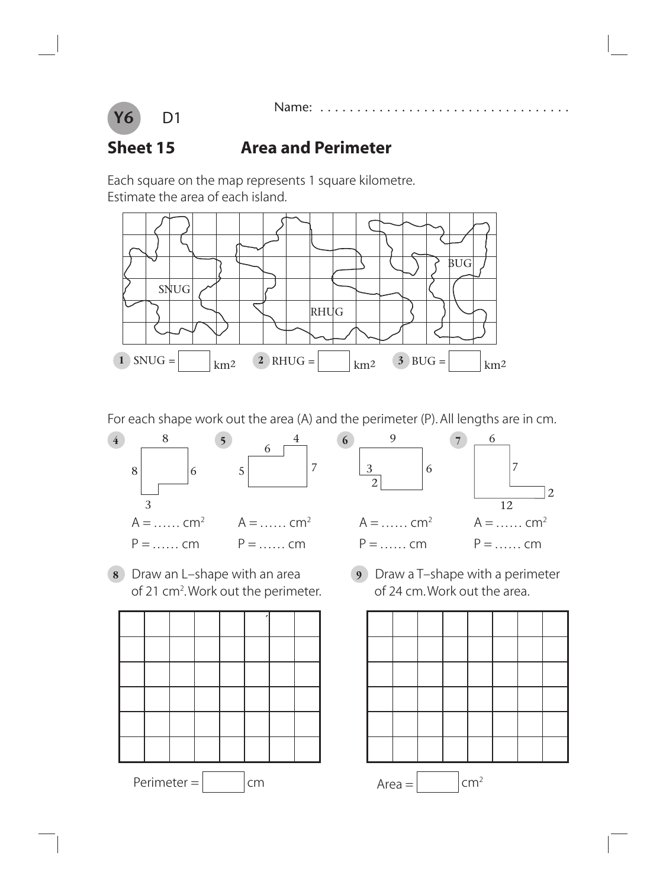**Y6** D1

Name: ..................................

## Sheet 15 Area and Perimeter

Each square on the map represents 1 square kilometre.
Estimate the area of each island.

SNUG RHUG BUG

**1** SNUG = ☐ $km^2$ **2** RHUG = ☐ $km^2$ **3** BUG = ☐ $km^2$

For each shape work out the area (A) and the perimeter (P). All lengths are in cm.

**4** 8, 8, 6, 3

A = …… $cm^2$

P = …… cm

**5** 6, 4, 5, 7

A = …… $cm^2$

P = …… cm

**6** 9, 3, 2, 6

A = …… $cm^2$

P = …… cm

**7** 6, 7, 2, 12

A = …… $cm^2$

P = …… cm

**8** Draw an L–shape with an area of 21 $cm^2$. Work out the perimeter.

Perimeter = ☐ cm

**9** Draw a T–shape with a perimeter of 24 cm. Work out the area.

Area = ☐ $cm^2$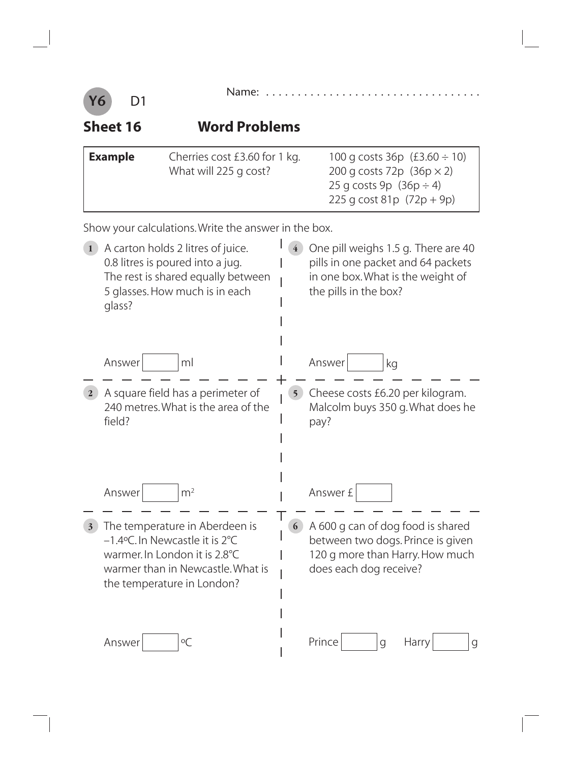**Y6** D1

Name: . . . . . . . . . . . . . . . . . . . . . . . . . . . . . . . . .

## Sheet 16 Word Problems

| **Example** | Cherries cost £3.60 for 1 kg. What will 225 g cost? | 100 g costs 36p (£3.60 ÷ 10)<br>200 g costs 72p (36p × 2)<br>25 g costs 9p (36p ÷ 4)<br>225 g cost 81p (72p + 9p) |
|---|---|---|

Show your calculations. Write the answer in the box.

**1** A carton holds 2 litres of juice. 0.8 litres is poured into a jug. The rest is shared equally between 5 glasses. How much is in each glass?

Answer ☐ ml

**2** A square field has a perimeter of 240 metres. What is the area of the field?

Answer ☐ $m^2$

**3** The temperature in Aberdeen is –1.4°C. In Newcastle it is 2°C warmer. In London it is 2.8°C warmer than in Newcastle. What is the temperature in London?

Answer ☐ °C

**4** One pill weighs 1.5 g. There are 40 pills in one packet and 64 packets in one box. What is the weight of the pills in the box?

Answer ☐ kg

**5** Cheese costs £6.20 per kilogram. Malcolm buys 350 g. What does he pay?

Answer £ ☐

**6** A 600 g can of dog food is shared between two dogs. Prince is given 120 g more than Harry. How much does each dog receive?

Prince ☐ g Harry ☐ g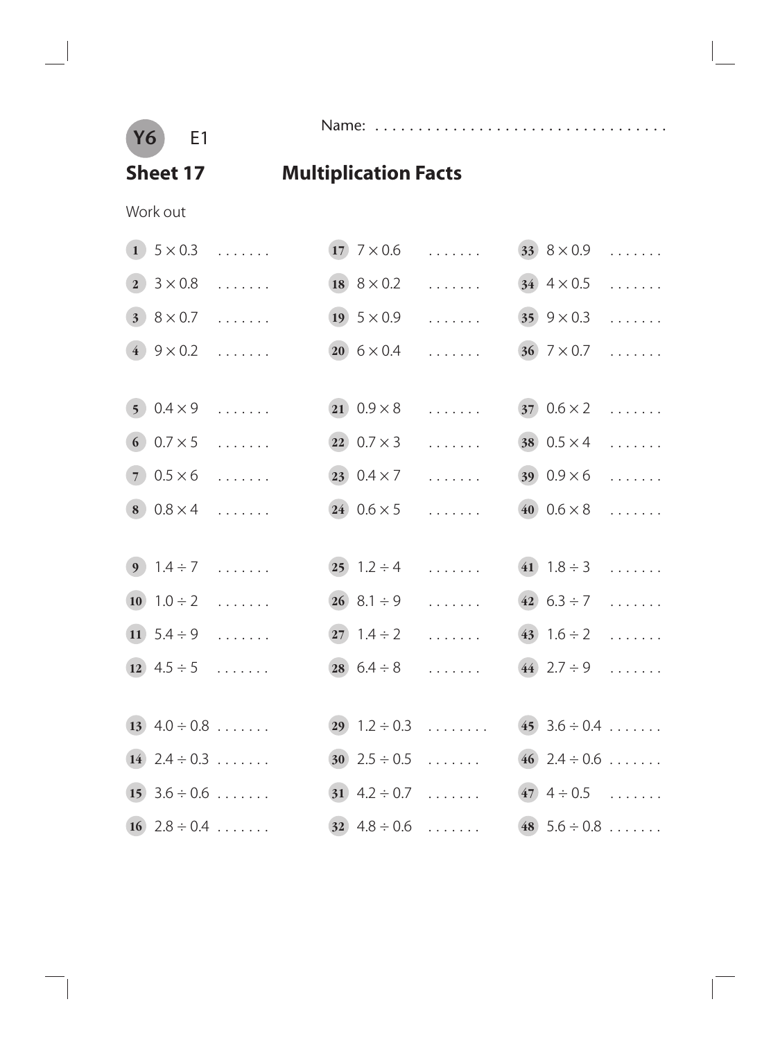Y6 E1

Name: ..................................

## Sheet 17 Multiplication Facts

Work out

1. $5 \times 0.3$ .......
2. $3 \times 0.8$ .......
3. $8 \times 0.7$ .......
4. $9 \times 0.2$ .......
5. $0.4 \times 9$ .......
6. $0.7 \times 5$ .......
7. $0.5 \times 6$ .......
8. $0.8 \times 4$ .......
9. $1.4 \div 7$ .......
10. $1.0 \div 2$ .......
11. $5.4 \div 9$ .......
12. $4.5 \div 5$ .......
13. $4.0 \div 0.8$ .......
14. $2.4 \div 0.3$ .......
15. $3.6 \div 0.6$ .......
16. $2.8 \div 0.4$ .......
17. $7 \times 0.6$ .......
18. $8 \times 0.2$ .......
19. $5 \times 0.9$ .......
20. $6 \times 0.4$ .......
21. $0.9 \times 8$ .......
22. $0.7 \times 3$ .......
23. $0.4 \times 7$ .......
24. $0.6 \times 5$ .......
25. $1.2 \div 4$ .......
26. $8.1 \div 9$ .......
27. $1.4 \div 2$ .......
28. $6.4 \div 8$ .......
29. $1.2 \div 0.3$ ........
30. $2.5 \div 0.5$ .......
31. $4.2 \div 0.7$ .......
32. $4.8 \div 0.6$ .......
33. $8 \times 0.9$ .......
34. $4 \times 0.5$ .......
35. $9 \times 0.3$ .......
36. $7 \times 0.7$ .......
37. $0.6 \times 2$ .......
38. $0.5 \times 4$ .......
39. $0.9 \times 6$ .......
40. $0.6 \times 8$ .......
41. $1.8 \div 3$ .......
42. $6.3 \div 7$ .......
43. $1.6 \div 2$ .......
44. $2.7 \div 9$ .......
45. $3.6 \div 0.4$ .......
46. $2.4 \div 0.6$ .......
47. $4 \div 0.5$ .......
48. $5.6 \div 0.8$ .......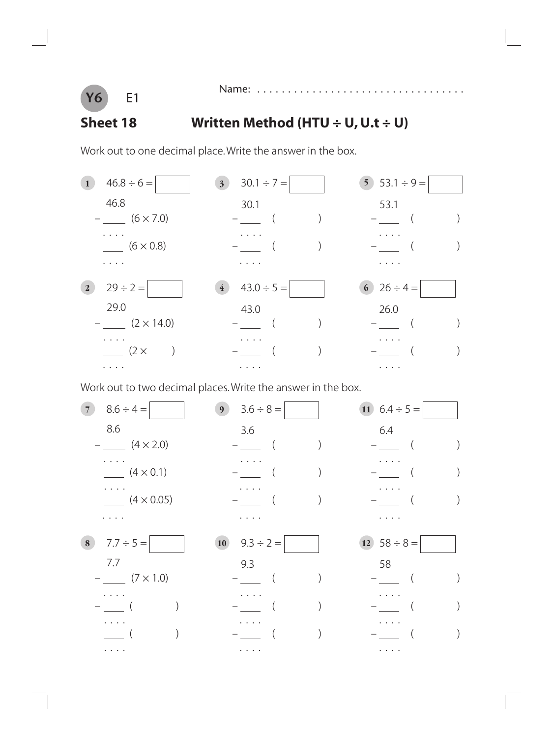Y6 E1

Name: . . . . . . . . . . . . . . . . . . . . . . . . . . . . . . . . .

## Sheet 18 Written Method (HTU ÷ U, U.t ÷ U)

Work out to one decimal place. Write the answer in the box.

**1** $46.8 \div 6 =$ ☐

```
   46.8
 – ____  (6 × 7.0)
   . . . .
   ____  (6 × 0.8)
   . . . .
```

**3** $30.1 \div 7 =$ ☐

```
   30.1
 – ____  (        )
   . . . .
 – ____  (        )
   . . . .
```

**5** $53.1 \div 9 =$ ☐

```
   53.1
 – ____  (        )
   . . . .
 – ____  (        )
   . . . .
```

**2** $29 \div 2 =$ ☐

```
   29.0
 – ____  (2 × 14.0)
   . . . .
   ____  (2 ×      )
   . . . .
```

**4** $43.0 \div 5 =$ ☐

```
   43.0
 – ____  (        )
   . . . .
 – ____  (        )
   . . . .
```

**6** $26 \div 4 =$ ☐

```
   26.0
 – ____  (        )
   . . . .
 – ____  (        )
   . . . .
```

Work out to two decimal places. Write the answer in the box.

**7** $8.6 \div 4 =$ ☐

```
   8.6
 – ____  (4 × 2.0)
   . . . .
   ____  (4 × 0.1)
   . . . .
   ____  (4 × 0.05)
   . . . .
```

**9** $3.6 \div 8 =$ ☐

```
   3.6
 – ____  (        )
   . . . .
 – ____  (        )
   . . . .
 – ____  (        )
   . . . .
```

**11** $6.4 \div 5 =$ ☐

```
   6.4
 – ____  (        )
   . . . .
 – ____  (        )
   . . . .
 – ____  (        )
   . . . .
```

**8** $7.7 \div 5 =$ ☐

```
   7.7
 – ____  (7 × 1.0)
   . . . .
 – ____  (        )
   . . . .
   ____  (        )
   . . . .
```

**10** $9.3 \div 2 =$ ☐

```
   9.3
 – ____  (        )
   . . . .
 – ____  (        )
   . . . .
 – ____  (        )
   . . . .
```

**12** $58 \div 8 =$ ☐

```
   58
 – ____  (        )
   . . . .
 – ____  (        )
   . . . .
 – ____  (        )
   . . . .
```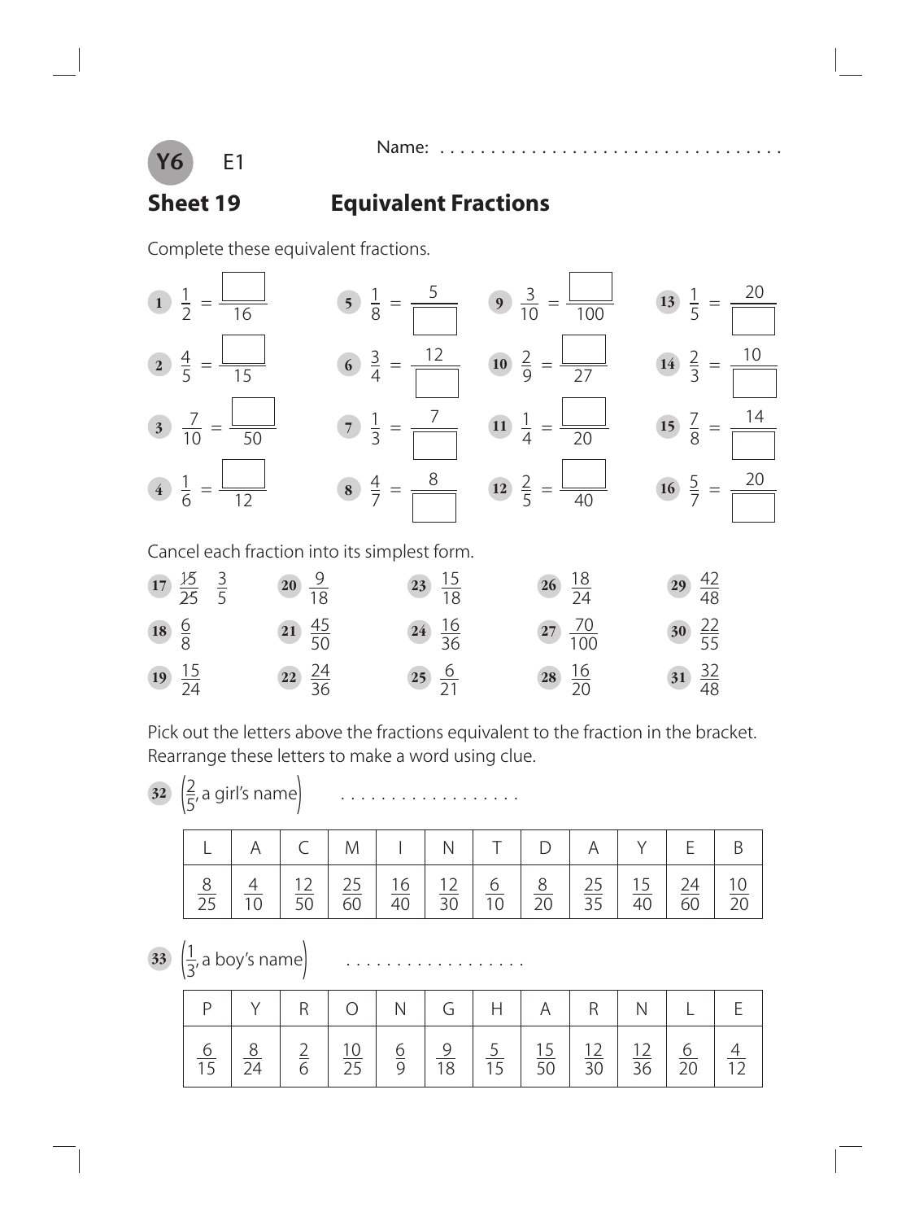**Y6** E1

Name: . . . . . . . . . . . . . . . . . . . . . . . . . . . . . . . . .

## Sheet 19 Equivalent Fractions

Complete these equivalent fractions.

1. $\frac{1}{2} = \frac{\square}{16}$
2. $\frac{4}{5} = \frac{\square}{15}$
3. $\frac{7}{10} = \frac{\square}{50}$
4. $\frac{1}{6} = \frac{\square}{12}$
5. $\frac{1}{8} = \frac{5}{\square}$
6. $\frac{3}{4} = \frac{12}{\square}$
7. $\frac{1}{3} = \frac{7}{\square}$
8. $\frac{4}{7} = \frac{8}{\square}$
9. $\frac{3}{10} = \frac{\square}{100}$
10. $\frac{2}{9} = \frac{\square}{27}$
11. $\frac{1}{4} = \frac{\square}{20}$
12. $\frac{2}{5} = \frac{\square}{40}$
13. $\frac{1}{5} = \frac{20}{\square}$
14. $\frac{2}{3} = \frac{10}{\square}$
15. $\frac{7}{8} = \frac{14}{\square}$
16. $\frac{5}{7} = \frac{20}{\square}$

Cancel each fraction into its simplest form.

17. $\frac{15}{25}$ $\frac{3}{5}$
18. $\frac{6}{8}$
19. $\frac{15}{24}$
20. $\frac{9}{18}$
21. $\frac{45}{50}$
22. $\frac{24}{36}$
23. $\frac{15}{18}$
24. $\frac{16}{36}$
25. $\frac{6}{21}$
26. $\frac{18}{24}$
27. $\frac{70}{100}$
28. $\frac{16}{20}$
29. $\frac{42}{48}$
30. $\frac{22}{55}$
31. $\frac{32}{48}$

Pick out the letters above the fractions equivalent to the fraction in the bracket. Rearrange these letters to make a word using clue.

32. $\left(\frac{2}{5}\right.$, a girl's name$\left.\right)$ . . . . . . . . . . . . . . . . . .

| L | A | C | M | I | N | T | D | A | Y | E | B |
|---|---|---|---|---|---|---|---|---|---|---|---|
| $\frac{8}{25}$ | $\frac{4}{10}$ | $\frac{12}{50}$ | $\frac{25}{60}$ | $\frac{16}{40}$ | $\frac{12}{30}$ | $\frac{6}{10}$ | $\frac{8}{20}$ | $\frac{25}{35}$ | $\frac{15}{40}$ | $\frac{24}{60}$ | $\frac{10}{20}$ |

33. $\left(\frac{1}{3}\right.$, a boy's name$\left.\right)$ . . . . . . . . . . . . . . . . . .

| P | Y | R | O | N | G | H | A | R | N | L | E |
|---|---|---|---|---|---|---|---|---|---|---|---|
| $\frac{6}{15}$ | $\frac{8}{24}$ | $\frac{2}{6}$ | $\frac{10}{25}$ | $\frac{6}{9}$ | $\frac{9}{18}$ | $\frac{5}{15}$ | $\frac{15}{50}$ | $\frac{12}{30}$ | $\frac{12}{36}$ | $\frac{6}{20}$ | $\frac{4}{12}$ |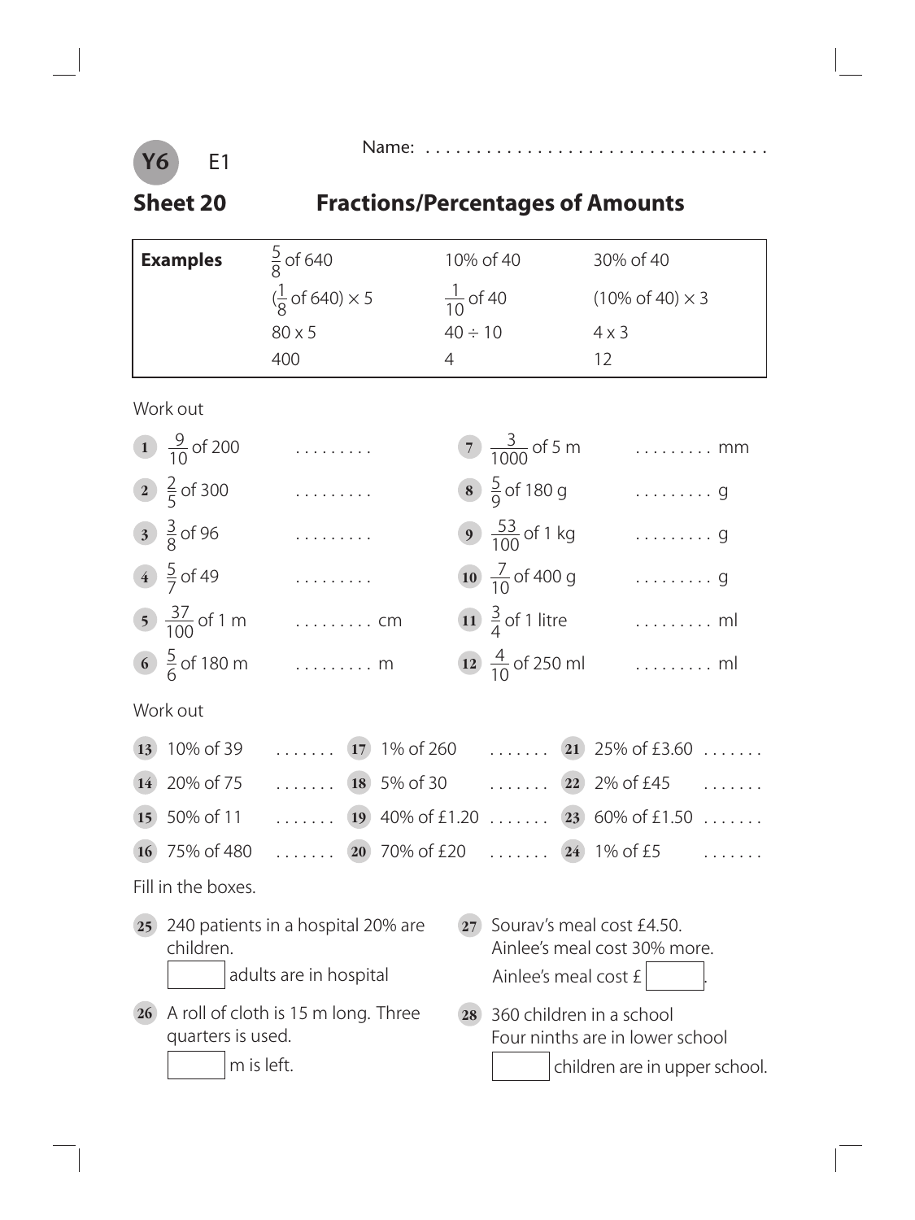Y6 E1

Name: ...................................

## Sheet 20 — Fractions/Percentages of Amounts

| **Examples** | $\frac{5}{8}$ of 640 | 10% of 40 | 30% of 40 |
|---|---|---|---|
| | $(\frac{1}{8}$ of 640$) \times 5$ | $\frac{1}{10}$ of 40 | (10% of 40) $\times$ 3 |
| | 80 x 5 | $40 \div 10$ | 4 x 3 |
| | 400 | 4 | 12 |

Work out

1. $\frac{9}{10}$ of 200 .........
2. $\frac{2}{5}$ of 300 .........
3. $\frac{3}{8}$ of 96 .........
4. $\frac{5}{7}$ of 49 .........
5. $\frac{37}{100}$ of 1 m ......... cm
6. $\frac{5}{6}$ of 180 m ......... m
7. $\frac{3}{1000}$ of 5 m ......... mm
8. $\frac{5}{9}$ of 180 g ......... g
9. $\frac{53}{100}$ of 1 kg ......... g
10. $\frac{7}{10}$ of 400 g ......... g
11. $\frac{3}{4}$ of 1 litre ......... ml
12. $\frac{4}{10}$ of 250 ml ......... ml

Work out

13. 10% of 39 .......
14. 20% of 75 .......
15. 50% of 11 .......
16. 75% of 480 .......
17. 1% of 260 .......
18. 5% of 30 .......
19. 40% of £1.20 .......
20. 70% of £20 .......
21. 25% of £3.60 .......
22. 2% of £45 .......
23. 60% of £1.50 .......
24. 1% of £5 .......

Fill in the boxes.

25. 240 patients in a hospital 20% are children.
 [ ] adults are in hospital

26. A roll of cloth is 15 m long. Three quarters is used.
 [ ] m is left.

27. Sourav's meal cost £4.50.
 Ainlee's meal cost 30% more.
 Ainlee's meal cost £ [ ].

28. 360 children in a school
 Four ninths are in lower school
 [ ] children are in upper school.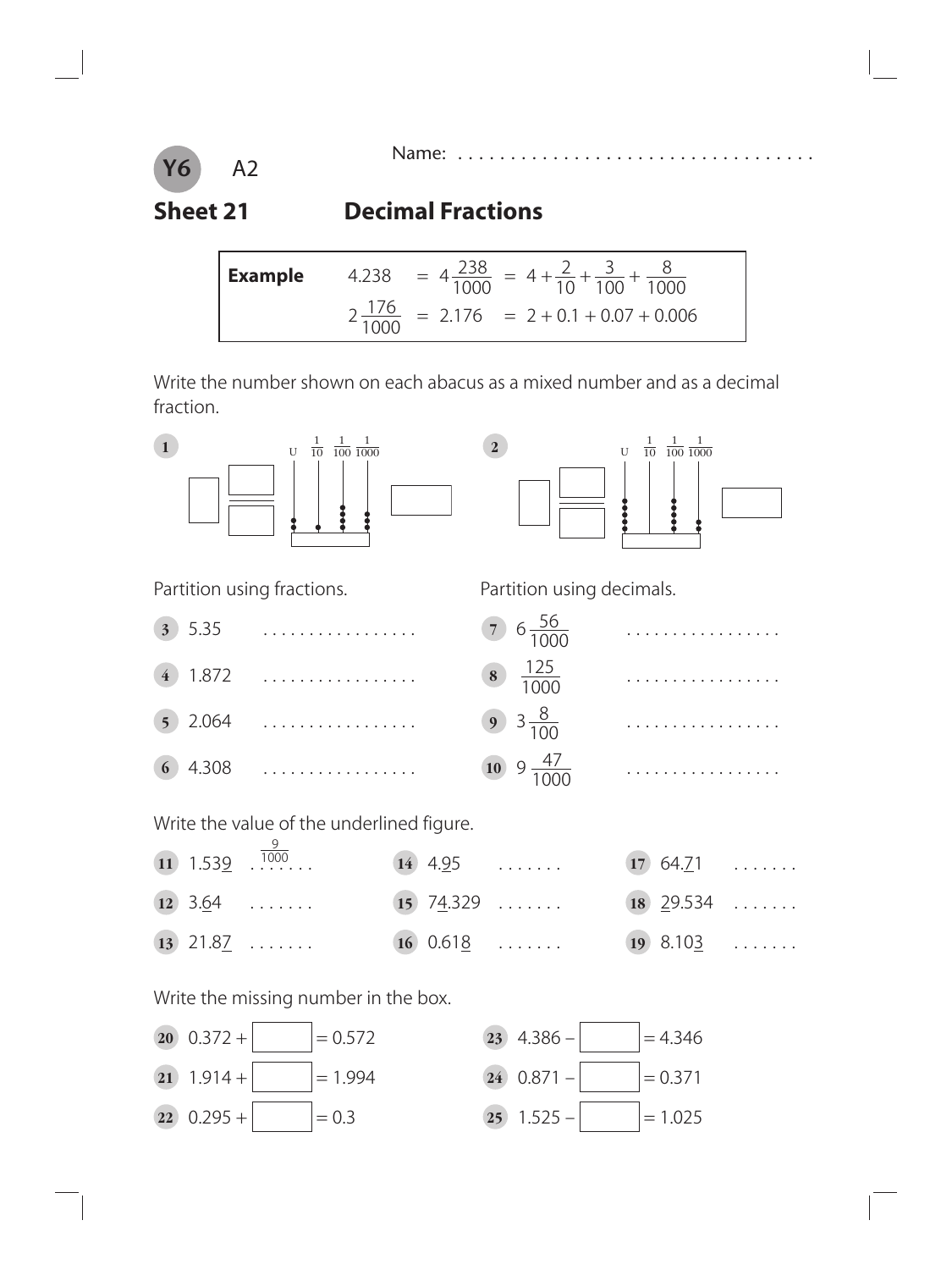**Y6** A2

Name: . . . . . . . . . . . . . . . . . . . . . . . . . . . . . . . . . .

# Sheet 21 Decimal Fractions

**Example** $4.238 = 4\frac{238}{1000} = 4 + \frac{2}{10} + \frac{3}{100} + \frac{8}{1000}$

$2\frac{176}{1000} = 2.176 = 2 + 0.1 + 0.07 + 0.006$

Write the number shown on each abacus as a mixed number and as a decimal fraction.

**1** U $\frac{1}{10}$ $\frac{1}{100}$ $\frac{1}{1000}$

**2** U $\frac{1}{10}$ $\frac{1}{100}$ $\frac{1}{1000}$

Partition using fractions.

**3** 5.35 . . . . . . . . . . . . . . . . .

**4** 1.872 . . . . . . . . . . . . . . . . .

**5** 2.064 . . . . . . . . . . . . . . . . .

**6** 4.308 . . . . . . . . . . . . . . . . .

Partition using decimals.

**7** $6\frac{56}{1000}$ . . . . . . . . . . . . . . . . .

**8** $\frac{125}{1000}$ . . . . . . . . . . . . . . . . .

**9** $3\frac{8}{100}$ . . . . . . . . . . . . . . . . .

**10** $9\frac{47}{1000}$ . . . . . . . . . . . . . . . . .

Write the value of the underlined figure.

**11** 1.53<u>9</u> $\frac{9}{1000}$

**12** 3.<u>6</u>4 . . . . . . .

**13** 21.8<u>7</u> . . . . . . .

**14** 4.<u>9</u>5 . . . . . . .

**15** 7<u>4</u>.329 . . . . . . .

**16** 0.61<u>8</u> . . . . . . .

**17** 64.<u>7</u>1 . . . . . . .

**18** <u>2</u>9.534 . . . . . . .

**19** 8.10<u>3</u> . . . . . . .

Write the missing number in the box.

**20** 0.372 + ☐ = 0.572

**21** 1.914 + ☐ = 1.994

**22** 0.295 + ☐ = 0.3

**23** 4.386 − ☐ = 4.346

**24** 0.871 − ☐ = 0.371

**25** 1.525 − ☐ = 1.025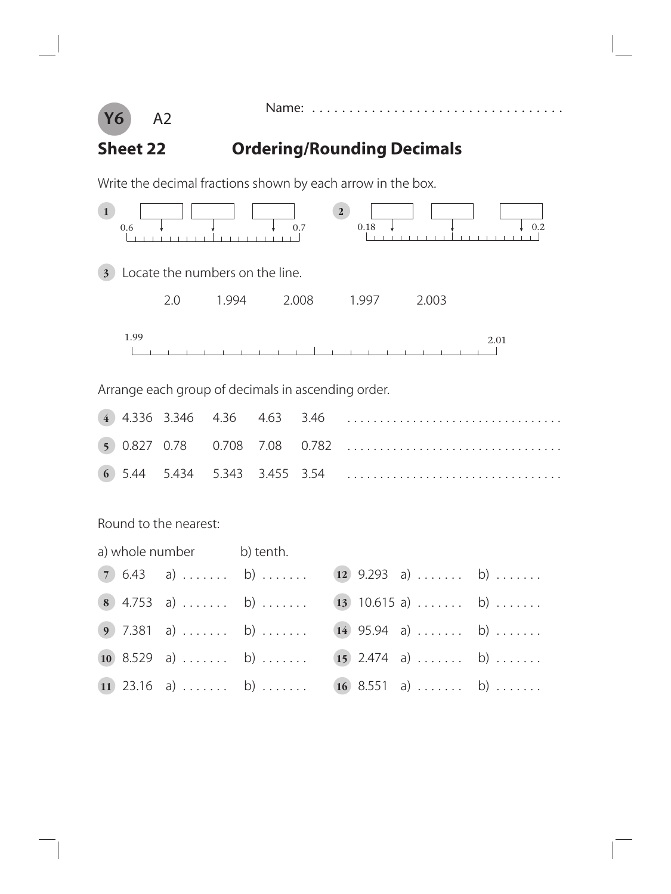**Y6** A2

Name: . . . . . . . . . . . . . . . . . . . . . . . . . . . . . . . . . .

# Sheet 22 Ordering/Rounding Decimals

Write the decimal fractions shown by each arrow in the box.

**1** 0.6 ... 0.7

**2** 0.18 ... 0.2

**3** Locate the numbers on the line.

2.0 1.994 2.008 1.997 2.003

1.99 ... 2.01

Arrange each group of decimals in ascending order.

**4** 4.336 3.346 4.36 4.63 3.46 . . . . . . . . . . . . . . . . . . . . . . . . . . . . . . . .

**5** 0.827 0.78 0.708 7.08 0.782 . . . . . . . . . . . . . . . . . . . . . . . . . . . . . . . .

**6** 5.44 5.434 5.343 3.455 3.54 . . . . . . . . . . . . . . . . . . . . . . . . . . . . . . . .

Round to the nearest:

a) whole number b) tenth.

**7** 6.43 a) . . . . . . . b) . . . . . . .

**8** 4.753 a) . . . . . . . b) . . . . . . .

**9** 7.381 a) . . . . . . . b) . . . . . . .

**10** 8.529 a) . . . . . . . b) . . . . . . .

**11** 23.16 a) . . . . . . . b) . . . . . . .

**12** 9.293 a) . . . . . . . b) . . . . . . .

**13** 10.615 a) . . . . . . . b) . . . . . . .

**14** 95.94 a) . . . . . . . b) . . . . . . .

**15** 2.474 a) . . . . . . . b) . . . . . . .

**16** 8.551 a) . . . . . . . b) . . . . . . .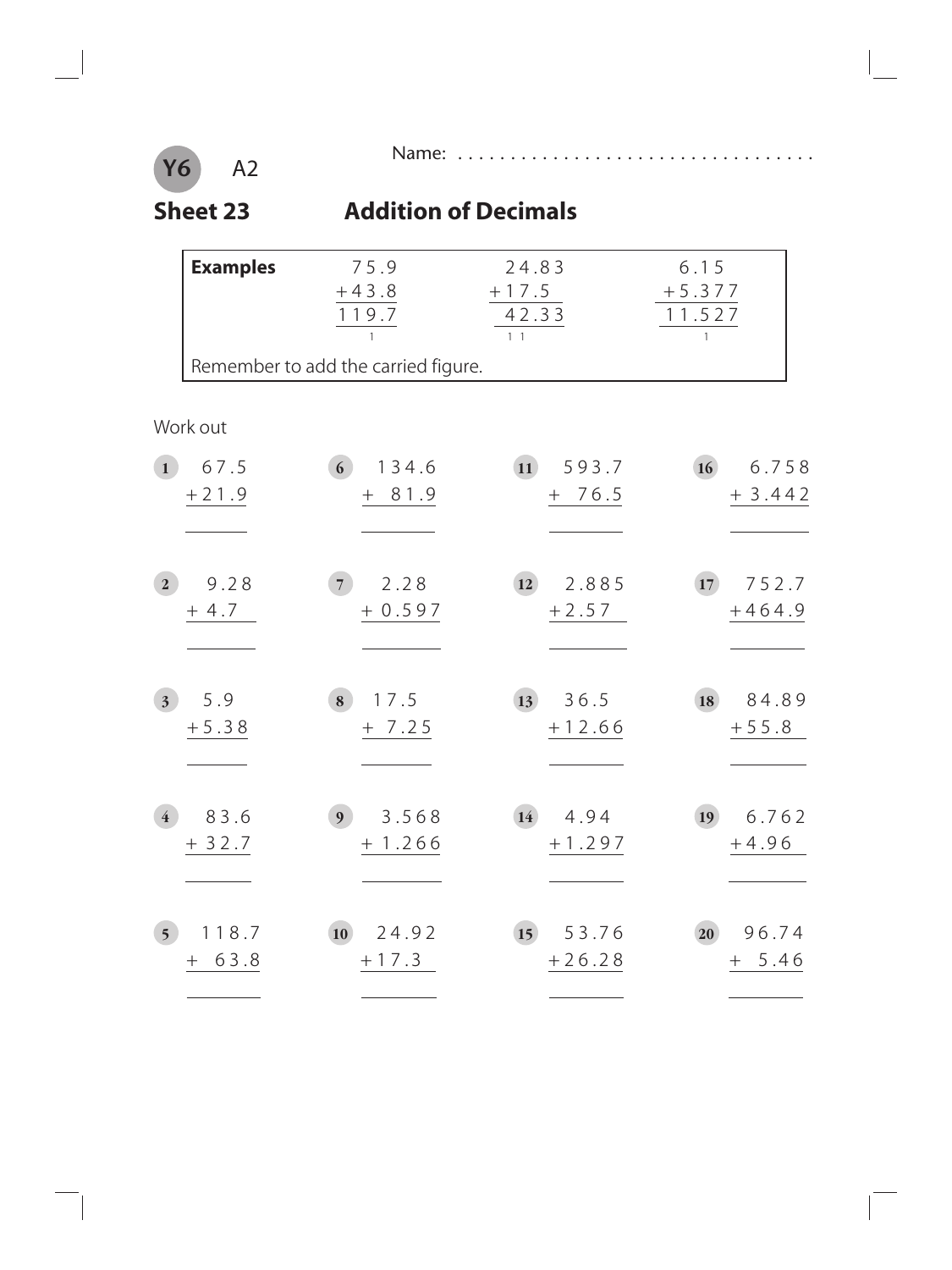**Y6** A2

Name: ...................................

## Sheet 23 Addition of Decimals

**Examples**

$$\begin{array}{r} 75.9 \\ +43.8 \\ \hline 119.7 \end{array} \qquad \begin{array}{r} 24.83 \\ +17.5\phantom{0} \\ \hline 42.33 \end{array} \qquad \begin{array}{r} 6.15\phantom{0} \\ +5.377 \\ \hline 11.527 \end{array}$$

Remember to add the carried figure.

Work out

1. $\begin{array}{r} 67.5 \\ +21.9 \\ \hline \end{array}$

2. $\begin{array}{r} 9.28 \\ +4.7\phantom{0} \\ \hline \end{array}$

3. $\begin{array}{r} 5.9\phantom{0} \\ +5.38 \\ \hline \end{array}$

4. $\begin{array}{r} 83.6 \\ +32.7 \\ \hline \end{array}$

5. $\begin{array}{r} 118.7 \\ +\ 63.8 \\ \hline \end{array}$

6. $\begin{array}{r} 134.6 \\ +\ 81.9 \\ \hline \end{array}$

7. $\begin{array}{r} 2.28\phantom{0} \\ +0.597 \\ \hline \end{array}$

8. $\begin{array}{r} 17.5\phantom{0} \\ +\ 7.25 \\ \hline \end{array}$

9. $\begin{array}{r} 3.568 \\ +1.266 \\ \hline \end{array}$

10. $\begin{array}{r} 24.92 \\ +17.3\phantom{0} \\ \hline \end{array}$

11. $\begin{array}{r} 593.7 \\ +\ 76.5 \\ \hline \end{array}$

12. $\begin{array}{r} 2.885 \\ +2.57\phantom{0} \\ \hline \end{array}$

13. $\begin{array}{r} 36.5\phantom{0} \\ +12.66 \\ \hline \end{array}$

14. $\begin{array}{r} 4.94\phantom{0} \\ +1.297 \\ \hline \end{array}$

15. $\begin{array}{r} 53.76 \\ +26.28 \\ \hline \end{array}$

16. $\begin{array}{r} 6.758 \\ +3.442 \\ \hline \end{array}$

17. $\begin{array}{r} 752.7 \\ +464.9 \\ \hline \end{array}$

18. $\begin{array}{r} 84.89 \\ +55.8\phantom{0} \\ \hline \end{array}$

19. $\begin{array}{r} 6.762 \\ +4.96\phantom{0} \\ \hline \end{array}$

20. $\begin{array}{r} 96.74 \\ +\ 5.46 \\ \hline \end{array}$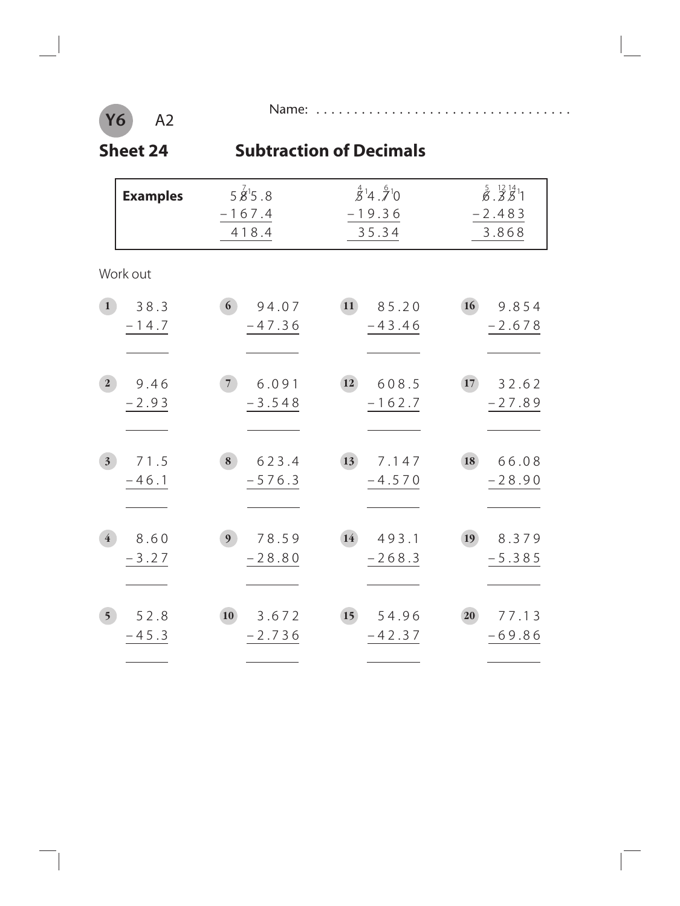**Y6** A2

Name: ..................................

## Sheet 24 — Subtraction of Decimals

| Examples | | | |
|---|---|---|---|
| | $585.8 - 167.4 = 418.4$ | $54.70 - 19.36 = 35.34$ | $6.351 - 2.483 = 3.868$ |

Work out

| | | | |
|---|---|---|---|
| **1** $38.3 - 14.7$ | **6** $94.07 - 47.36$ | **11** $85.20 - 43.46$ | **16** $9.854 - 2.678$ |
| **2** $9.46 - 2.93$ | **7** $6.091 - 3.548$ | **12** $608.5 - 162.7$ | **17** $32.62 - 27.89$ |
| **3** $71.5 - 46.1$ | **8** $623.4 - 576.3$ | **13** $7.147 - 4.570$ | **18** $66.08 - 28.90$ |
| **4** $8.60 - 3.27$ | **9** $78.59 - 28.80$ | **14** $493.1 - 268.3$ | **19** $8.379 - 5.385$ |
| **5** $52.8 - 45.3$ | **10** $3.672 - 2.736$ | **15** $54.96 - 42.37$ | **20** $77.13 - 69.86$ |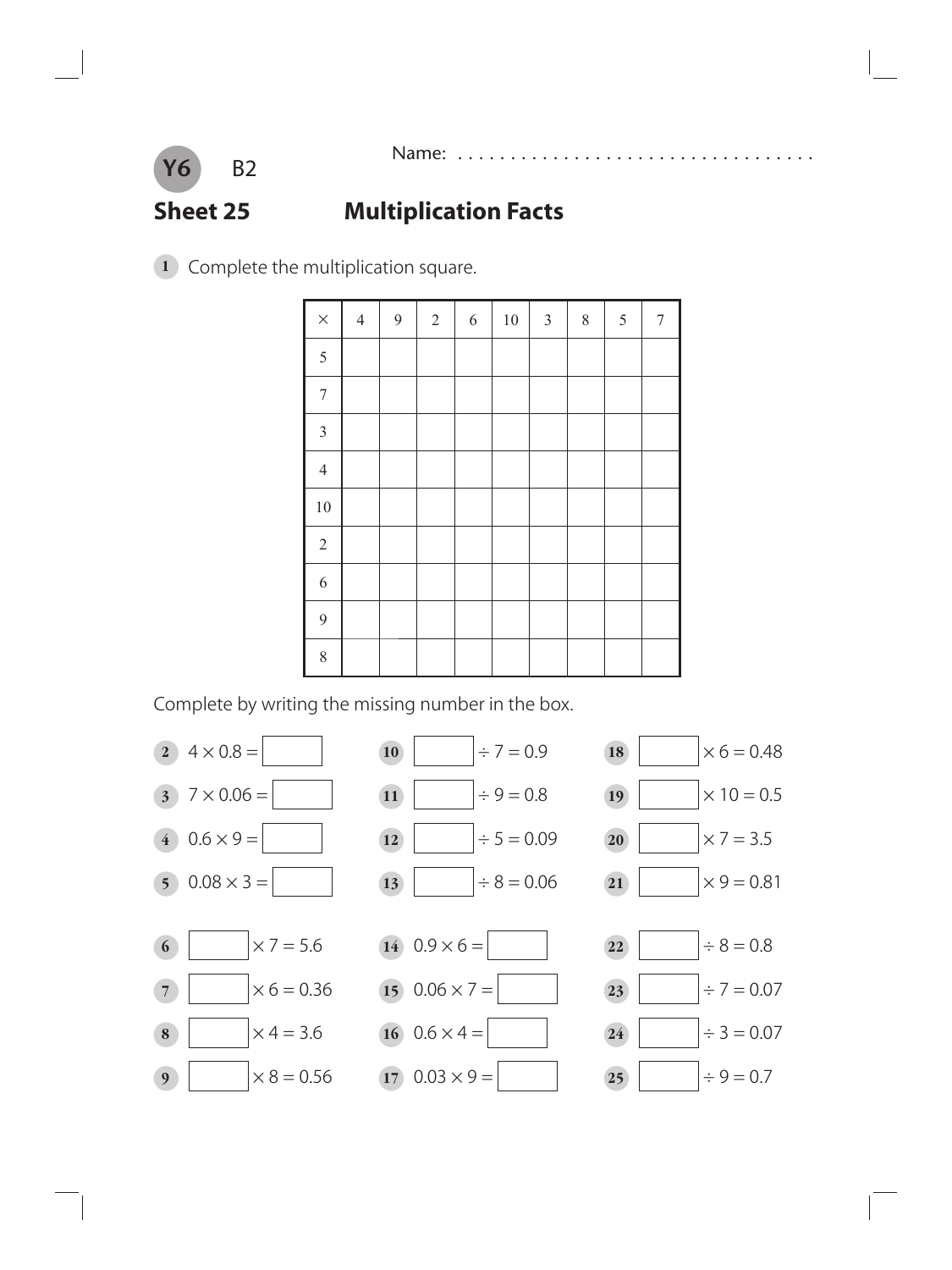**Y6** B2

Name: ..................................

## Sheet 25 Multiplication Facts

**1** Complete the multiplication square.

| × | 4 | 9 | 2 | 6 | 10 | 3 | 8 | 5 | 7 |
|---|---|---|---|---|---|---|---|---|---|
| 5 | | | | | | | | | |
| 7 | | | | | | | | | |
| 3 | | | | | | | | | |
| 4 | | | | | | | | | |
| 10 | | | | | | | | | |
| 2 | | | | | | | | | |
| 6 | | | | | | | | | |
| 9 | | | | | | | | | |
| 8 | | | | | | | | | |

Complete by writing the missing number in the box.

**2** $4 \times 0.8 = \square$

**3** $7 \times 0.06 = \square$

**4** $0.6 \times 9 = \square$

**5** $0.08 \times 3 = \square$

**6** $\square \times 7 = 5.6$

**7** $\square \times 6 = 0.36$

**8** $\square \times 4 = 3.6$

**9** $\square \times 8 = 0.56$

**10** $\square \div 7 = 0.9$

**11** $\square \div 9 = 0.8$

**12** $\square \div 5 = 0.09$

**13** $\square \div 8 = 0.06$

**14** $0.9 \times 6 = \square$

**15** $0.06 \times 7 = \square$

**16** $0.6 \times 4 = \square$

**17** $0.03 \times 9 = \square$

**18** $\square \times 6 = 0.48$

**19** $\square \times 10 = 0.5$

**20** $\square \times 7 = 3.5$

**21** $\square \times 9 = 0.81$

**22** $\square \div 8 = 0.8$

**23** $\square \div 7 = 0.07$

**24** $\square \div 3 = 0.07$

**25** $\square \div 9 = 0.7$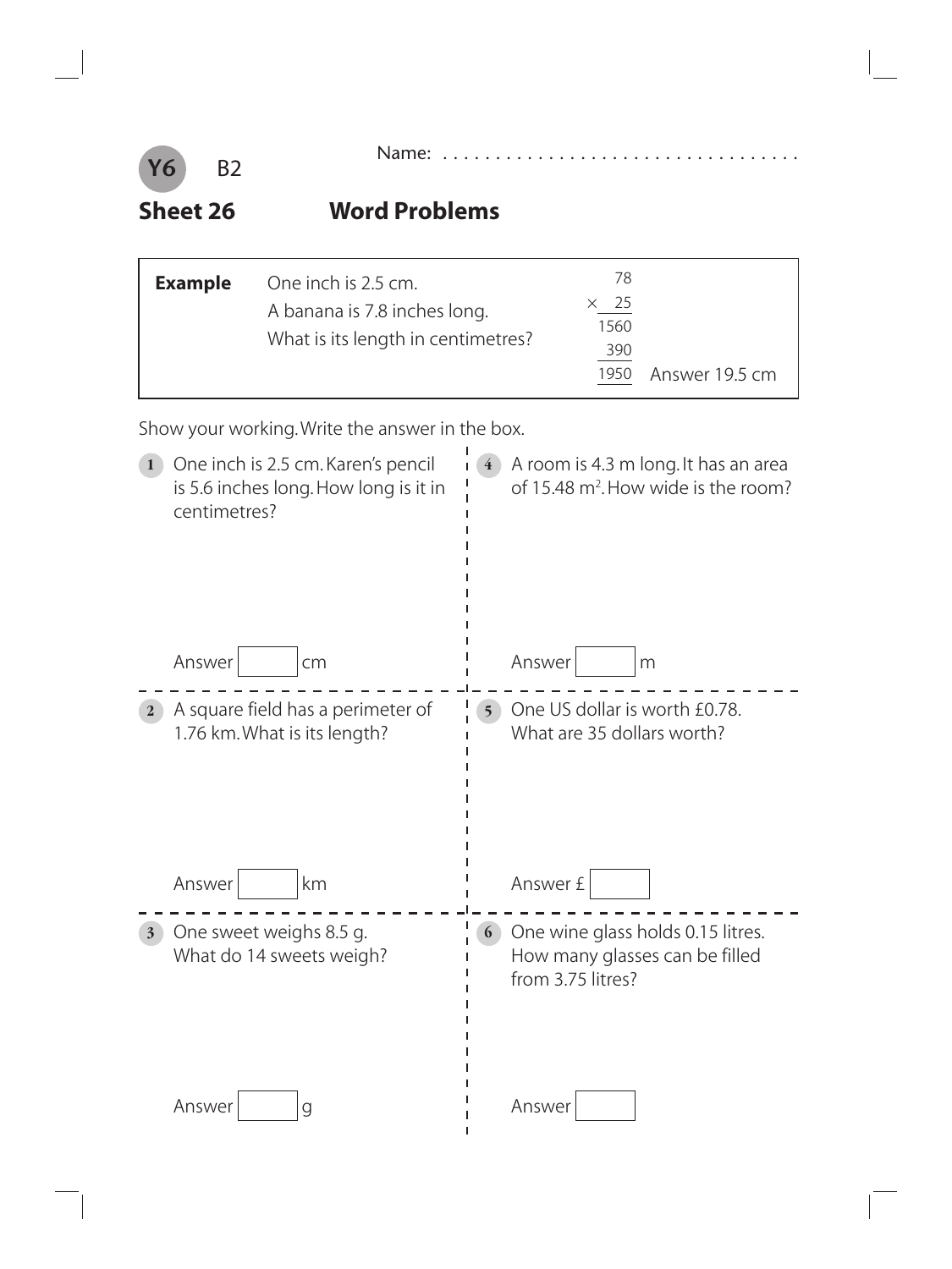Y6 B2

Name: ..................................

## Sheet 26 Word Problems

**Example** One inch is 2.5 cm.
A banana is 7.8 inches long.
What is its length in centimetres?

```
   78
×  25
 1560
  390
 1950
```

Answer 19.5 cm

Show your working. Write the answer in the box.

**1** One inch is 2.5 cm. Karen's pencil is 5.6 inches long. How long is it in centimetres?

Answer [ ] cm

**2** A square field has a perimeter of 1.76 km. What is its length?

Answer [ ] km

**3** One sweet weighs 8.5 g. What do 14 sweets weigh?

Answer [ ] g

**4** A room is 4.3 m long. It has an area of 15.48 $m^2$. How wide is the room?

Answer [ ] m

**5** One US dollar is worth £0.78. What are 35 dollars worth?

Answer £ [ ]

**6** One wine glass holds 0.15 litres. How many glasses can be filled from 3.75 litres?

Answer [ ]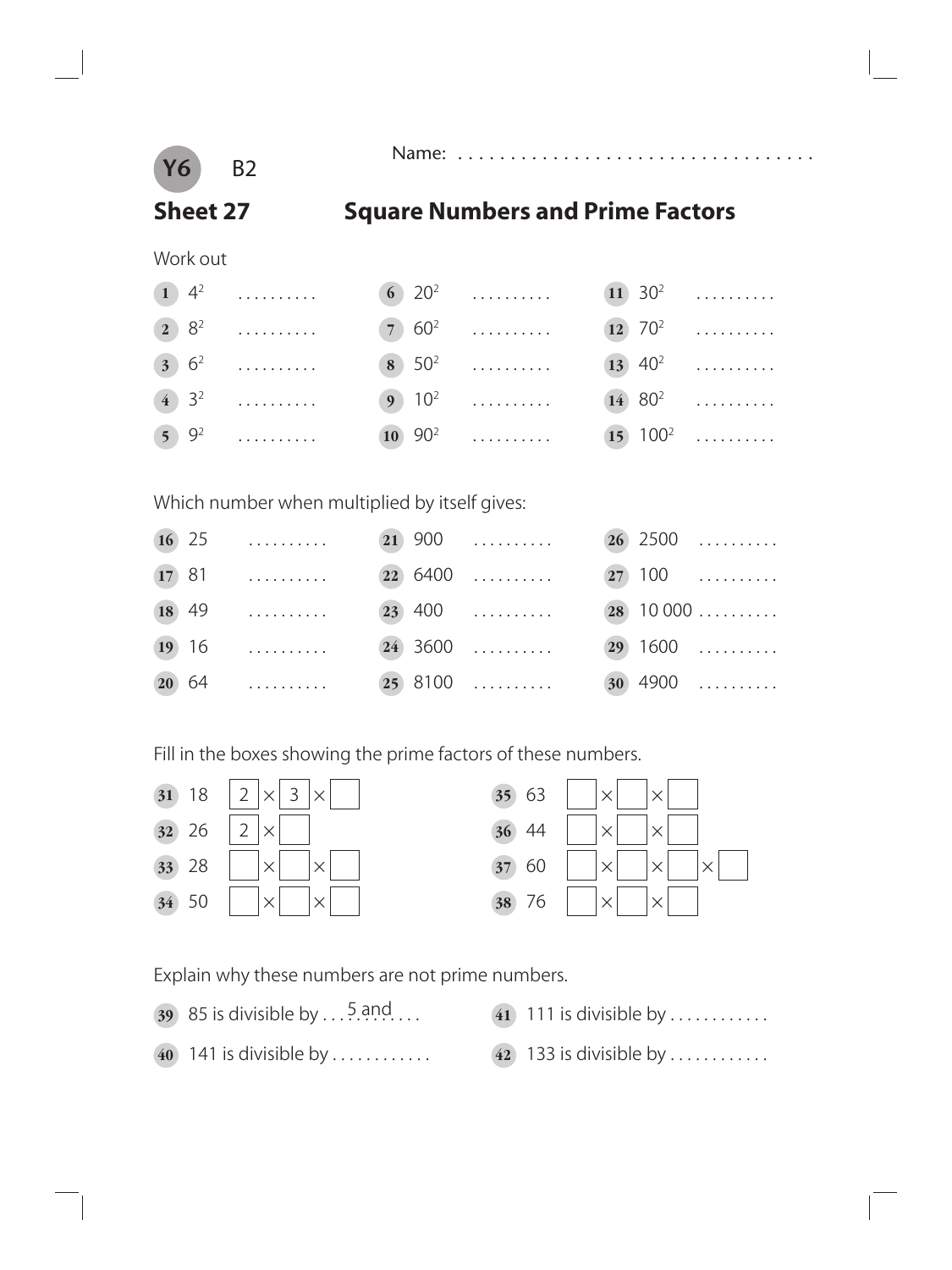**Y6** B2

Name: ...................................

# Sheet 27 Square Numbers and Prime Factors

Work out

| | | |
|---|---|---|
| **1** $4^2$ .......... | **6** $20^2$ .......... | **11** $30^2$ .......... |
| **2** $8^2$ .......... | **7** $60^2$ .......... | **12** $70^2$ .......... |
| **3** $6^2$ .......... | **8** $50^2$ .......... | **13** $40^2$ .......... |
| **4** $3^2$ .......... | **9** $10^2$ .......... | **14** $80^2$ .......... |
| **5** $9^2$ .......... | **10** $90^2$ .......... | **15** $100^2$ .......... |

Which number when multiplied by itself gives:

| | | |
|---|---|---|
| **16** 25 .......... | **21** 900 .......... | **26** 2500 .......... |
| **17** 81 .......... | **22** 6400 .......... | **27** 100 .......... |
| **18** 49 .......... | **23** 400 .......... | **28** 10 000 .......... |
| **19** 16 .......... | **24** 3600 .......... | **29** 1600 .......... |
| **20** 64 .......... | **25** 8100 .......... | **30** 4900 .......... |

Fill in the boxes showing the prime factors of these numbers.

| | |
|---|---|
| **31** 18 [2] × [3] × [ ] | **35** 63 [ ] × [ ] × [ ] |
| **32** 26 [2] × [ ] | **36** 44 [ ] × [ ] × [ ] |
| **33** 28 [ ] × [ ] × [ ] | **37** 60 [ ] × [ ] × [ ] × [ ] |
| **34** 50 [ ] × [ ] × [ ] | **38** 76 [ ] × [ ] × [ ] |

Explain why these numbers are not prime numbers.

**39** 85 is divisible by ...5 and.......

**40** 141 is divisible by ...........

**41** 111 is divisible by ...........

**42** 133 is divisible by ...........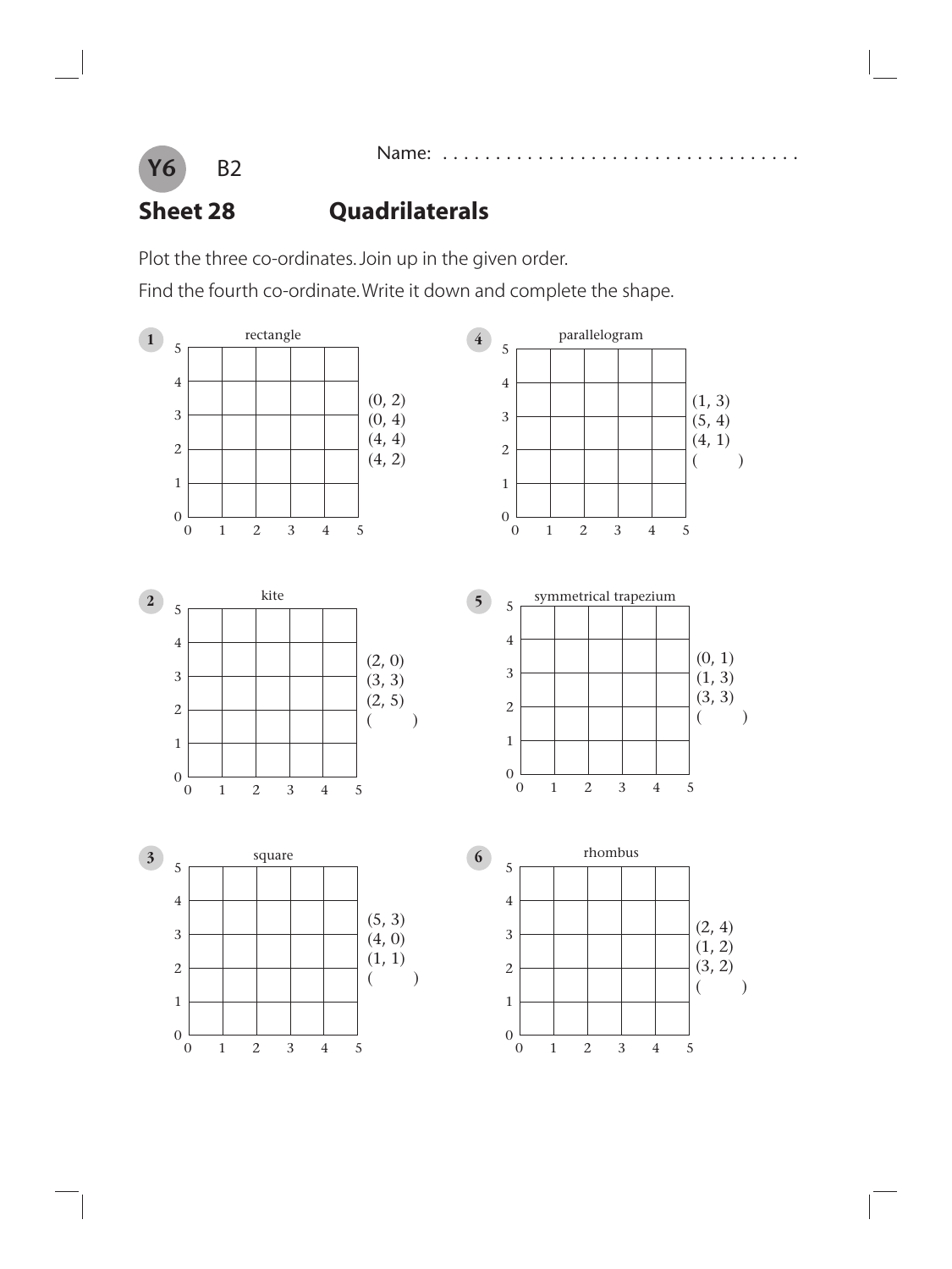Y6 B2

Name: ..................................

## Sheet 28 Quadrilaterals

Plot the three co-ordinates. Join up in the given order.

Find the fourth co-ordinate. Write it down and complete the shape.

**1** rectangle

(0, 2)
(0, 4)
(4, 4)
(4, 2)

**2** kite

(2, 0)
(3, 3)
(2, 5)
(      )

**3** square

(5, 3)
(4, 0)
(1, 1)
(      )

**4** parallelogram

(1, 3)
(5, 4)
(4, 1)
(      )

**5** symmetrical trapezium

(0, 1)
(1, 3)
(3, 3)
(      )

**6** rhombus

(2, 4)
(1, 2)
(3, 2)
(      )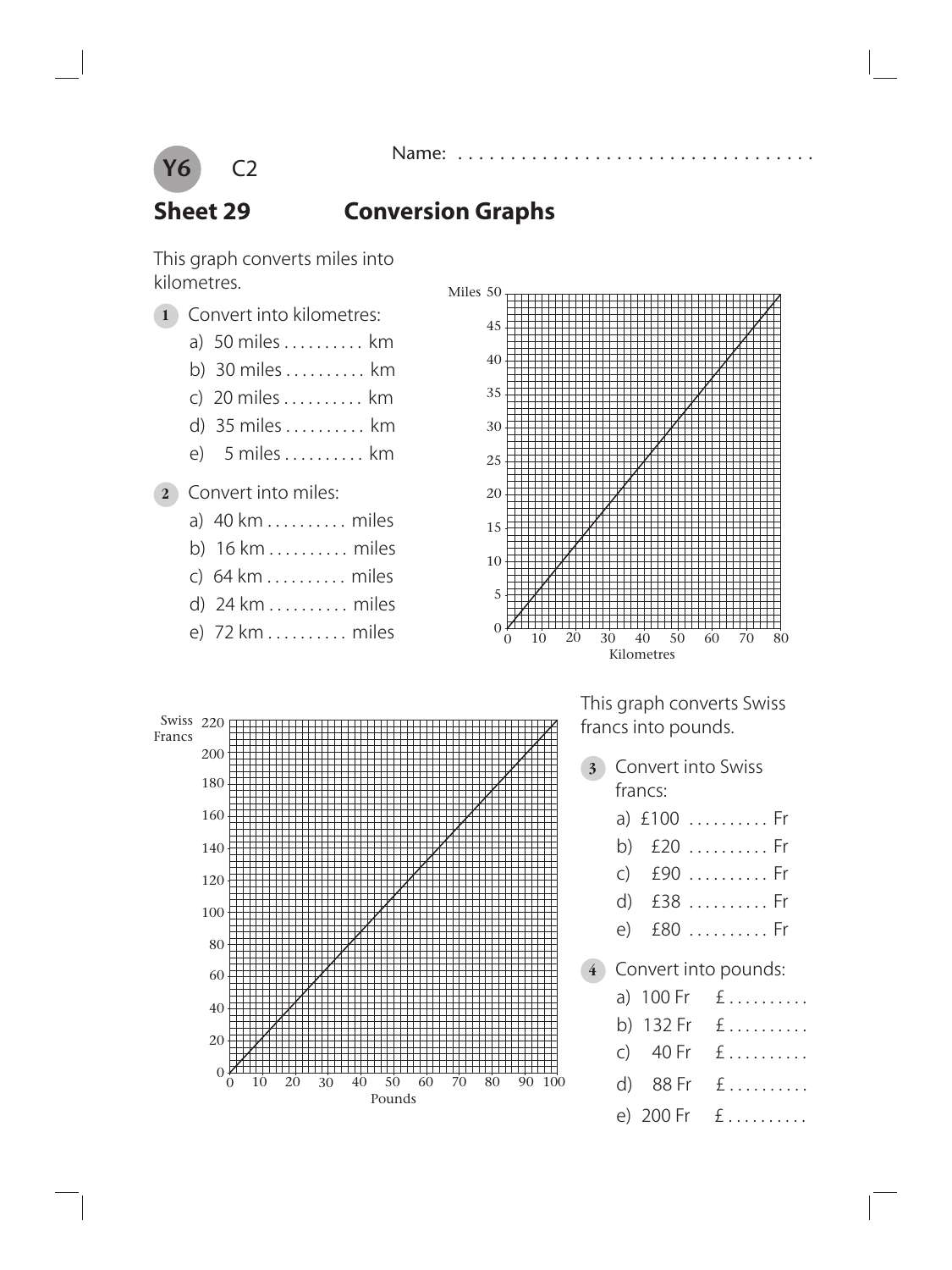**Y6** C2

Name: ..................................

# Sheet 29 Conversion Graphs

This graph converts miles into kilometres.

**1** Convert into kilometres:

a) 50 miles .......... km

b) 30 miles .......... km

c) 20 miles .......... km

d) 35 miles .......... km

e) 5 miles .......... km

**2** Convert into miles:

a) 40 km .......... miles

b) 16 km .......... miles

c) 64 km .......... miles

d) 24 km .......... miles

e) 72 km .......... miles

This graph converts Swiss francs into pounds.

**3** Convert into Swiss francs:

a) £100 .......... Fr

b) £20 .......... Fr

c) £90 .......... Fr

d) £38 .......... Fr

e) £80 .......... Fr

**4** Convert into pounds:

a) 100 Fr £..........

b) 132 Fr £..........

c) 40 Fr £..........

d) 88 Fr £..........

e) 200 Fr £..........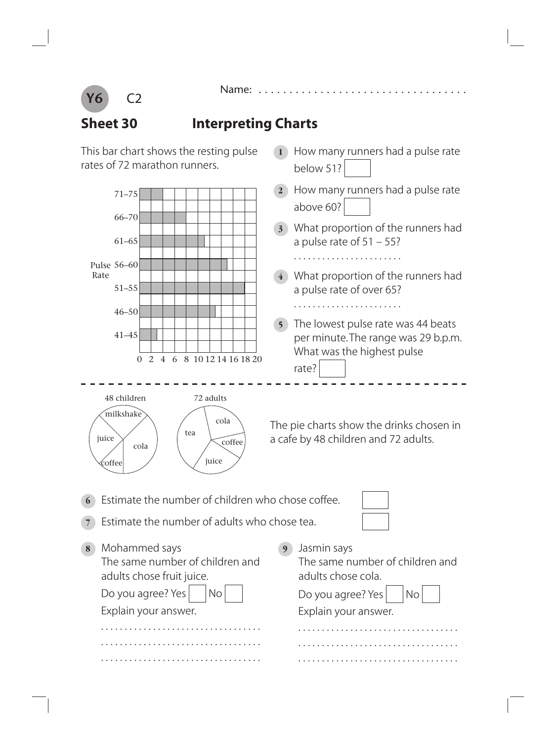Y6 C2

Name: ..................................

## Sheet 30 Interpreting Charts

This bar chart shows the resting pulse rates of 72 marathon runners.

Pulse Rate

71–75

66–70

61–65

56–60

51–55

46–50

41–45

0 2 4 6 8 10 12 14 16 18 20

1. How many runners had a pulse rate below 51? ☐

2. How many runners had a pulse rate above 60? ☐

3. What proportion of the runners had a pulse rate of 51 – 55?

   .......................

4. What proportion of the runners had a pulse rate of over 65?

   .......................

5. The lowest pulse rate was 44 beats per minute. The range was 29 b.p.m. What was the highest pulse rate? ☐

---

48 children

milkshake

juice

cola

coffee

72 adults

cola

tea

coffee

juice

The pie charts show the drinks chosen in a cafe by 48 children and 72 adults.

6. Estimate the number of children who chose coffee. ☐

7. Estimate the number of adults who chose tea. ☐

8. Mohammed says
   The same number of children and adults chose fruit juice.

   Do you agree? Yes ☐ No ☐

   Explain your answer.

   ..................................

   ..................................

   ..................................

9. Jasmin says
   The same number of children and adults chose cola.

   Do you agree? Yes ☐ No ☐

   Explain your answer.

   ..................................

   ..................................

   ..................................